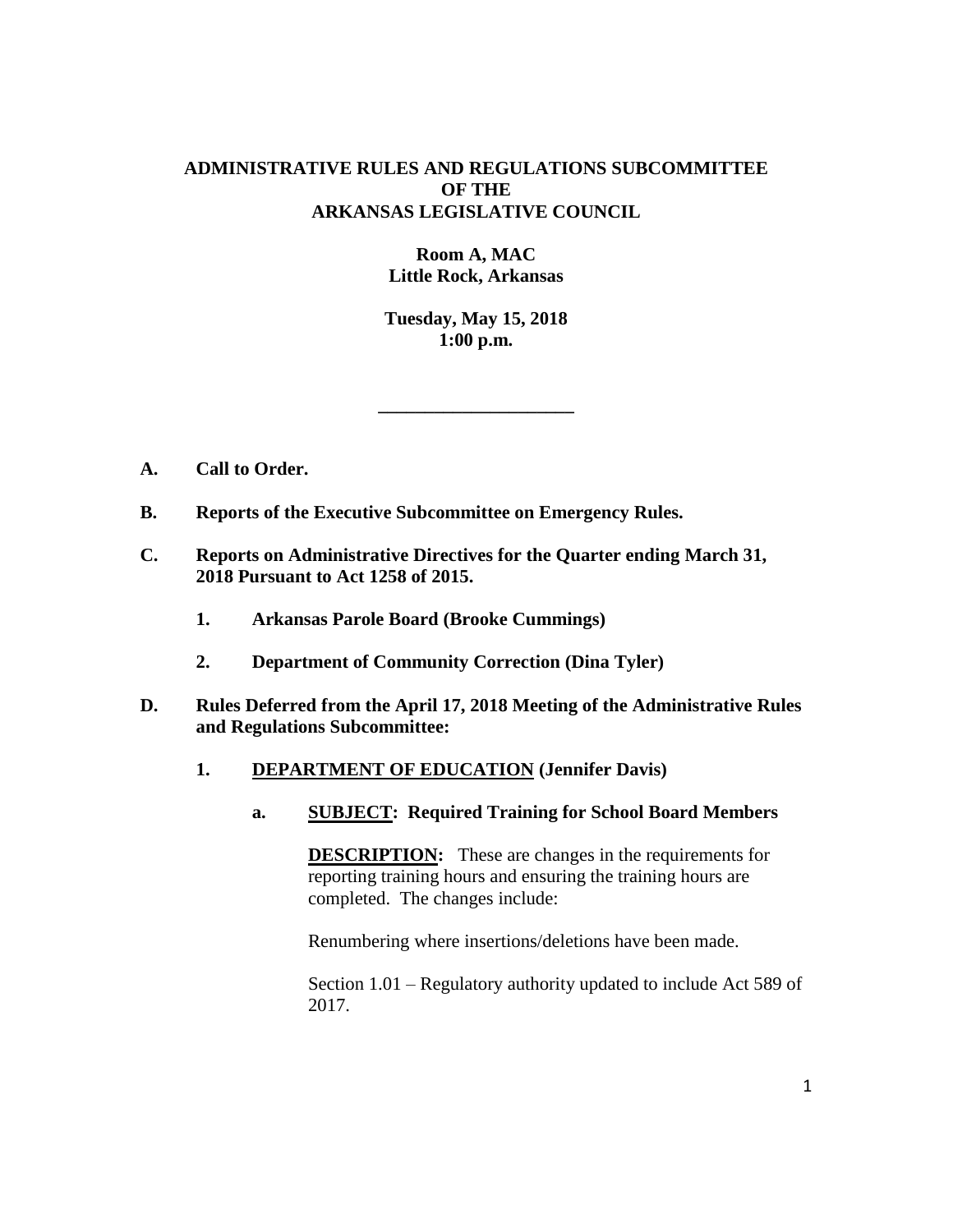# ADMINISTRATIVE RULES AND REGULATIONS SUBCOMMITTEE OF THE ARKANSAS LEGISLATIVE COUNCIL

**Room A, MAC**
**Little Rock, Arkansas**

**Tuesday, May 15, 2018**
**1:00 p.m.**

---

**A. Call to Order.**

**B. Reports of the Executive Subcommittee on Emergency Rules.**

**C. Reports on Administrative Directives for the Quarter ending March 31, 2018 Pursuant to Act 1258 of 2015.**

1. **Arkansas Parole Board (Brooke Cummings)**

2. **Department of Community Correction (Dina Tyler)**

**D. Rules Deferred from the April 17, 2018 Meeting of the Administrative Rules and Regulations Subcommittee:**

1. **DEPARTMENT OF EDUCATION (Jennifer Davis)**

   a. **SUBJECT: Required Training for School Board Members**

      **DESCRIPTION:** These are changes in the requirements for reporting training hours and ensuring the training hours are completed. The changes include:

      Renumbering where insertions/deletions have been made.

      Section 1.01 – Regulatory authority updated to include Act 589 of 2017.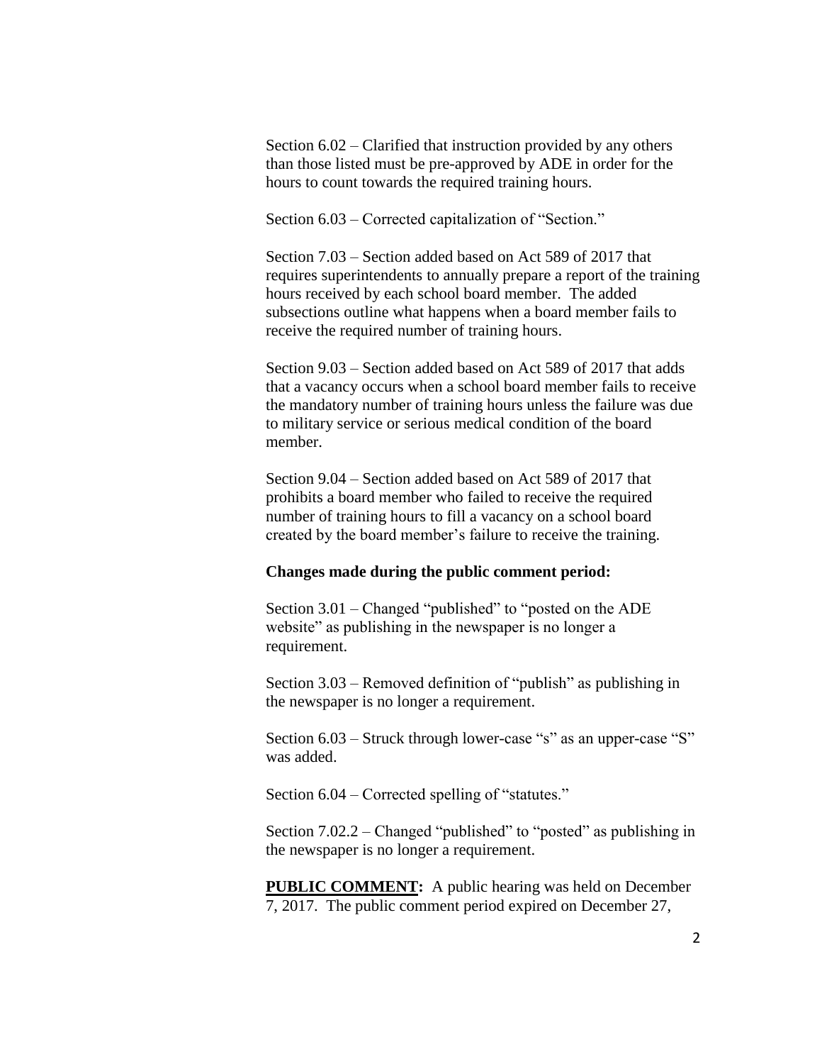Section 6.02 – Clarified that instruction provided by any others than those listed must be pre-approved by ADE in order for the hours to count towards the required training hours.

Section 6.03 – Corrected capitalization of "Section."

Section 7.03 – Section added based on Act 589 of 2017 that requires superintendents to annually prepare a report of the training hours received by each school board member. The added subsections outline what happens when a board member fails to receive the required number of training hours.

Section 9.03 – Section added based on Act 589 of 2017 that adds that a vacancy occurs when a school board member fails to receive the mandatory number of training hours unless the failure was due to military service or serious medical condition of the board member.

Section 9.04 – Section added based on Act 589 of 2017 that prohibits a board member who failed to receive the required number of training hours to fill a vacancy on a school board created by the board member's failure to receive the training.

**Changes made during the public comment period:**

Section 3.01 – Changed "published" to "posted on the ADE website" as publishing in the newspaper is no longer a requirement.

Section 3.03 – Removed definition of "publish" as publishing in the newspaper is no longer a requirement.

Section 6.03 – Struck through lower-case "s" as an upper-case "S" was added.

Section 6.04 – Corrected spelling of "statutes."

Section 7.02.2 – Changed "published" to "posted" as publishing in the newspaper is no longer a requirement.

**PUBLIC COMMENT:** A public hearing was held on December 7, 2017. The public comment period expired on December 27,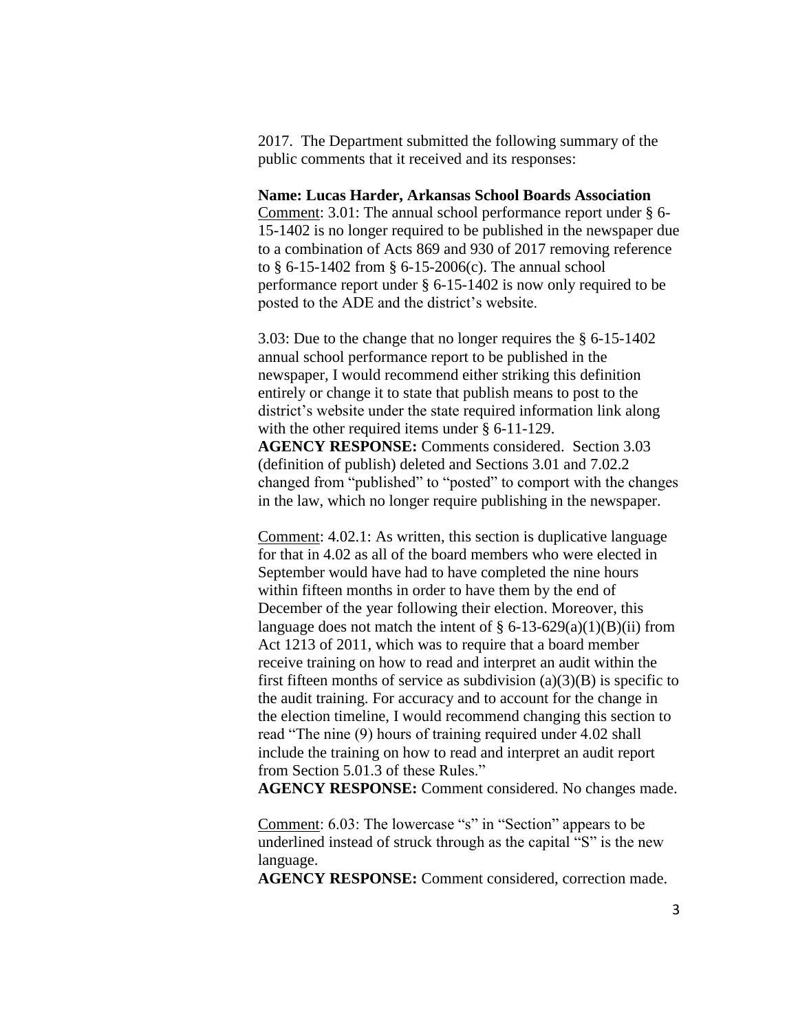2017. The Department submitted the following summary of the public comments that it received and its responses:

**Name: Lucas Harder, Arkansas School Boards Association**

Comment: 3.01: The annual school performance report under § 6-15-1402 is no longer required to be published in the newspaper due to a combination of Acts 869 and 930 of 2017 removing reference to § 6-15-1402 from § 6-15-2006(c). The annual school performance report under § 6-15-1402 is now only required to be posted to the ADE and the district's website.

3.03: Due to the change that no longer requires the § 6-15-1402 annual school performance report to be published in the newspaper, I would recommend either striking this definition entirely or change it to state that publish means to post to the district's website under the state required information link along with the other required items under § 6-11-129.

**AGENCY RESPONSE:** Comments considered. Section 3.03 (definition of publish) deleted and Sections 3.01 and 7.02.2 changed from "published" to "posted" to comport with the changes in the law, which no longer require publishing in the newspaper.

Comment: 4.02.1: As written, this section is duplicative language for that in 4.02 as all of the board members who were elected in September would have had to have completed the nine hours within fifteen months in order to have them by the end of December of the year following their election. Moreover, this language does not match the intent of § 6-13-629(a)(1)(B)(ii) from Act 1213 of 2011, which was to require that a board member receive training on how to read and interpret an audit within the first fifteen months of service as subdivision (a)(3)(B) is specific to the audit training. For accuracy and to account for the change in the election timeline, I would recommend changing this section to read "The nine (9) hours of training required under 4.02 shall include the training on how to read and interpret an audit report from Section 5.01.3 of these Rules."

**AGENCY RESPONSE:** Comment considered. No changes made.

Comment: 6.03: The lowercase "s" in "Section" appears to be underlined instead of struck through as the capital "S" is the new language.

**AGENCY RESPONSE:** Comment considered, correction made.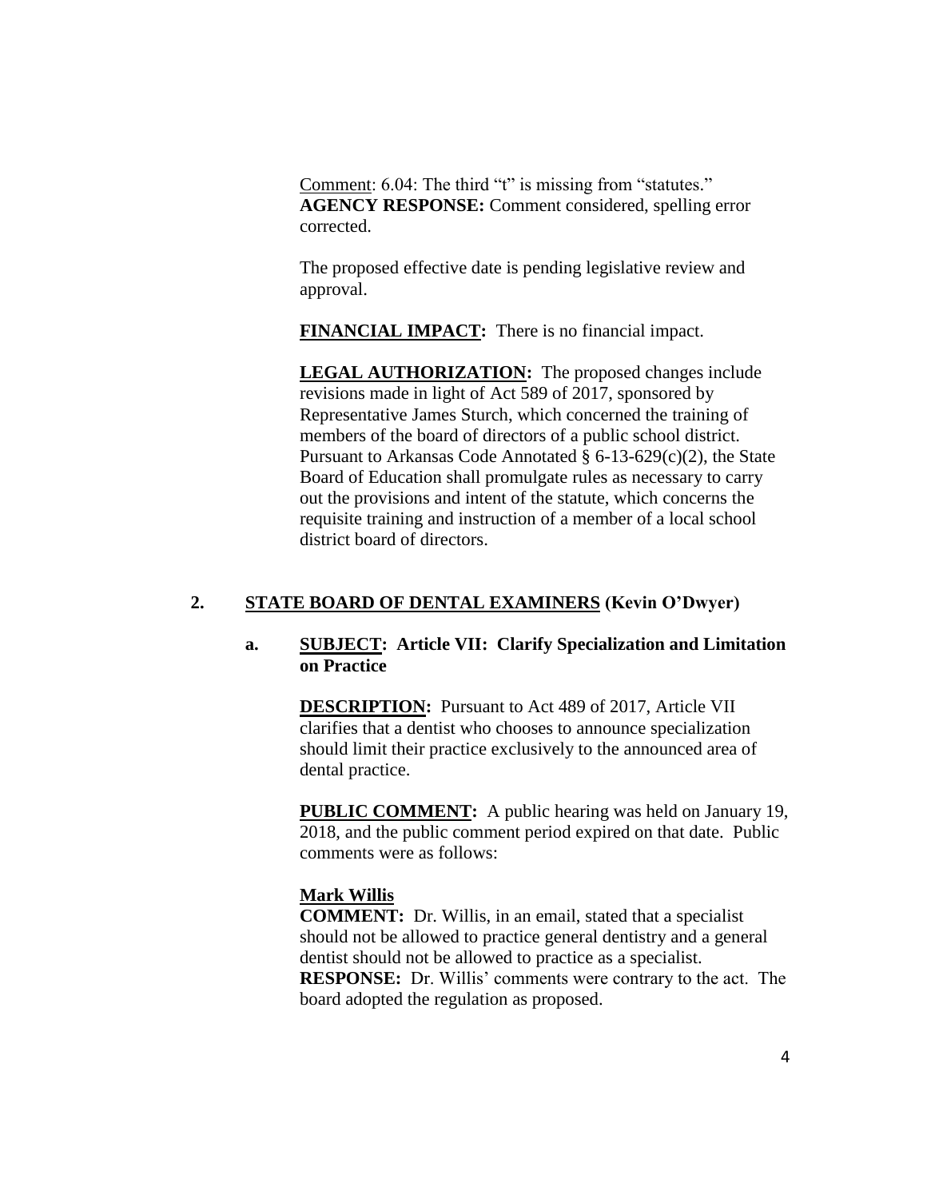Comment: 6.04: The third "t" is missing from "statutes."
**AGENCY RESPONSE:** Comment considered, spelling error corrected.

The proposed effective date is pending legislative review and approval.

**FINANCIAL IMPACT:** There is no financial impact.

**LEGAL AUTHORIZATION:** The proposed changes include revisions made in light of Act 589 of 2017, sponsored by Representative James Sturch, which concerned the training of members of the board of directors of a public school district. Pursuant to Arkansas Code Annotated § 6-13-629(c)(2), the State Board of Education shall promulgate rules as necessary to carry out the provisions and intent of the statute, which concerns the requisite training and instruction of a member of a local school district board of directors.

## 2. STATE BOARD OF DENTAL EXAMINERS (Kevin O'Dwyer)

### a. SUBJECT: Article VII: Clarify Specialization and Limitation on Practice

**DESCRIPTION:** Pursuant to Act 489 of 2017, Article VII clarifies that a dentist who chooses to announce specialization should limit their practice exclusively to the announced area of dental practice.

**PUBLIC COMMENT:** A public hearing was held on January 19, 2018, and the public comment period expired on that date. Public comments were as follows:

**Mark Willis**
**COMMENT:** Dr. Willis, in an email, stated that a specialist should not be allowed to practice general dentistry and a general dentist should not be allowed to practice as a specialist.
**RESPONSE:** Dr. Willis' comments were contrary to the act. The board adopted the regulation as proposed.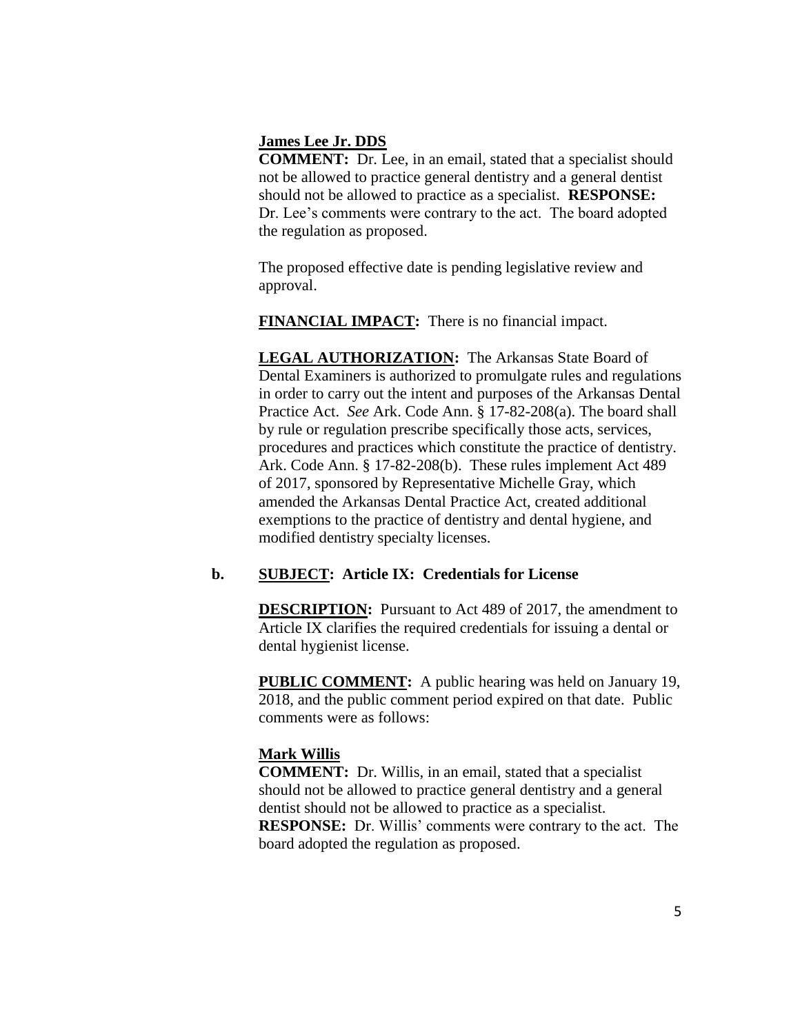**James Lee Jr. DDS**

**COMMENT:** Dr. Lee, in an email, stated that a specialist should not be allowed to practice general dentistry and a general dentist should not be allowed to practice as a specialist. **RESPONSE:** Dr. Lee's comments were contrary to the act. The board adopted the regulation as proposed.

The proposed effective date is pending legislative review and approval.

**FINANCIAL IMPACT:** There is no financial impact.

**LEGAL AUTHORIZATION:** The Arkansas State Board of Dental Examiners is authorized to promulgate rules and regulations in order to carry out the intent and purposes of the Arkansas Dental Practice Act. *See* Ark. Code Ann. § 17-82-208(a). The board shall by rule or regulation prescribe specifically those acts, services, procedures and practices which constitute the practice of dentistry. Ark. Code Ann. § 17-82-208(b). These rules implement Act 489 of 2017, sponsored by Representative Michelle Gray, which amended the Arkansas Dental Practice Act, created additional exemptions to the practice of dentistry and dental hygiene, and modified dentistry specialty licenses.

**b. SUBJECT: Article IX: Credentials for License**

**DESCRIPTION:** Pursuant to Act 489 of 2017, the amendment to Article IX clarifies the required credentials for issuing a dental or dental hygienist license.

**PUBLIC COMMENT:** A public hearing was held on January 19, 2018, and the public comment period expired on that date. Public comments were as follows:

**Mark Willis**

**COMMENT:** Dr. Willis, in an email, stated that a specialist should not be allowed to practice general dentistry and a general dentist should not be allowed to practice as a specialist. **RESPONSE:** Dr. Willis' comments were contrary to the act. The board adopted the regulation as proposed.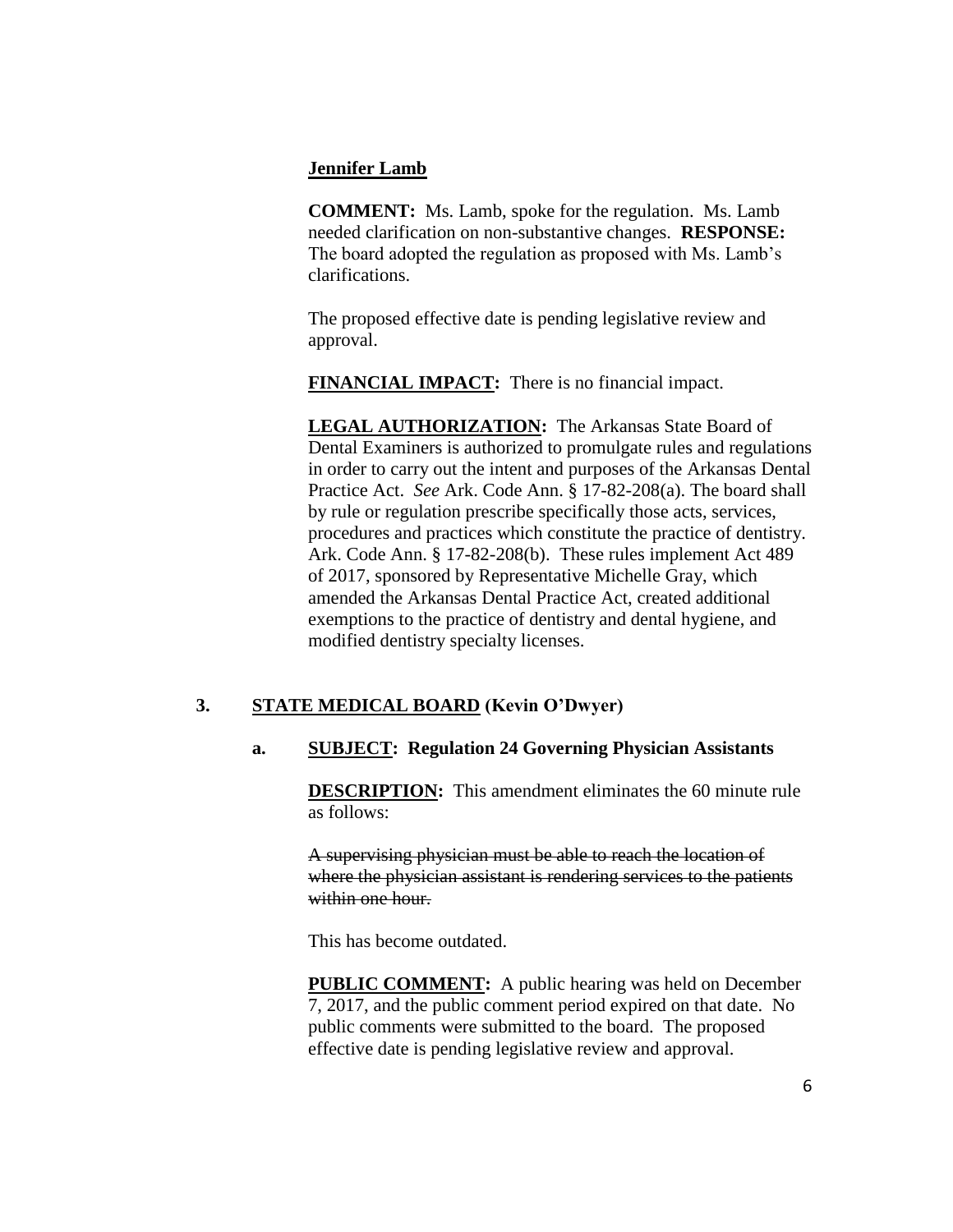**Jennifer Lamb**

**COMMENT:** Ms. Lamb, spoke for the regulation. Ms. Lamb needed clarification on non-substantive changes. **RESPONSE:** The board adopted the regulation as proposed with Ms. Lamb's clarifications.

The proposed effective date is pending legislative review and approval.

**FINANCIAL IMPACT:** There is no financial impact.

**LEGAL AUTHORIZATION:** The Arkansas State Board of Dental Examiners is authorized to promulgate rules and regulations in order to carry out the intent and purposes of the Arkansas Dental Practice Act. *See* Ark. Code Ann. § 17-82-208(a). The board shall by rule or regulation prescribe specifically those acts, services, procedures and practices which constitute the practice of dentistry. Ark. Code Ann. § 17-82-208(b). These rules implement Act 489 of 2017, sponsored by Representative Michelle Gray, which amended the Arkansas Dental Practice Act, created additional exemptions to the practice of dentistry and dental hygiene, and modified dentistry specialty licenses.

**3. STATE MEDICAL BOARD (Kevin O'Dwyer)**

**a. SUBJECT: Regulation 24 Governing Physician Assistants**

**DESCRIPTION:** This amendment eliminates the 60 minute rule as follows:

~~A supervising physician must be able to reach the location of where the physician assistant is rendering services to the patients within one hour.~~

This has become outdated.

**PUBLIC COMMENT:** A public hearing was held on December 7, 2017, and the public comment period expired on that date. No public comments were submitted to the board. The proposed effective date is pending legislative review and approval.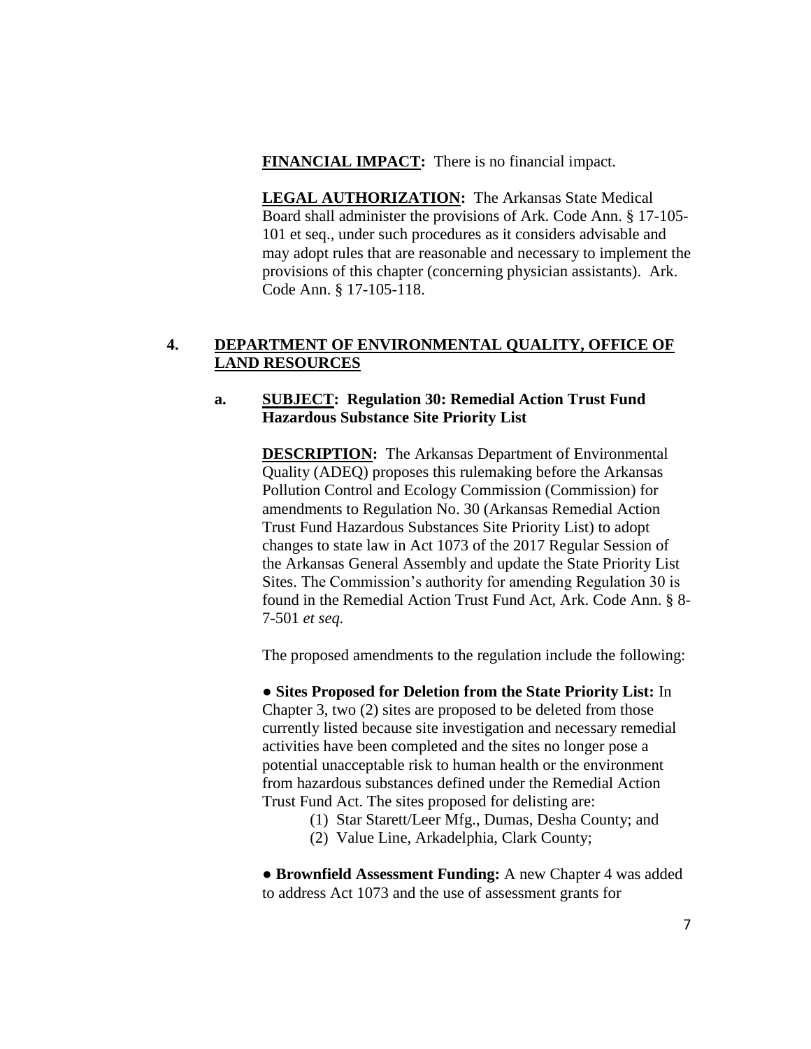**FINANCIAL IMPACT:** There is no financial impact.

**LEGAL AUTHORIZATION:** The Arkansas State Medical Board shall administer the provisions of Ark. Code Ann. § 17-105-101 et seq., under such procedures as it considers advisable and may adopt rules that are reasonable and necessary to implement the provisions of this chapter (concerning physician assistants). Ark. Code Ann. § 17-105-118.

## 4. DEPARTMENT OF ENVIRONMENTAL QUALITY, OFFICE OF LAND RESOURCES

### a. SUBJECT: Regulation 30: Remedial Action Trust Fund Hazardous Substance Site Priority List

**DESCRIPTION:** The Arkansas Department of Environmental Quality (ADEQ) proposes this rulemaking before the Arkansas Pollution Control and Ecology Commission (Commission) for amendments to Regulation No. 30 (Arkansas Remedial Action Trust Fund Hazardous Substances Site Priority List) to adopt changes to state law in Act 1073 of the 2017 Regular Session of the Arkansas General Assembly and update the State Priority List Sites. The Commission's authority for amending Regulation 30 is found in the Remedial Action Trust Fund Act, Ark. Code Ann. § 8-7-501 *et seq.*

The proposed amendments to the regulation include the following:

● **Sites Proposed for Deletion from the State Priority List:** In Chapter 3, two (2) sites are proposed to be deleted from those currently listed because site investigation and necessary remedial activities have been completed and the sites no longer pose a potential unacceptable risk to human health or the environment from hazardous substances defined under the Remedial Action Trust Fund Act. The sites proposed for delisting are:

(1) Star Starett/Leer Mfg., Dumas, Desha County; and
(2) Value Line, Arkadelphia, Clark County;

● **Brownfield Assessment Funding:** A new Chapter 4 was added to address Act 1073 and the use of assessment grants for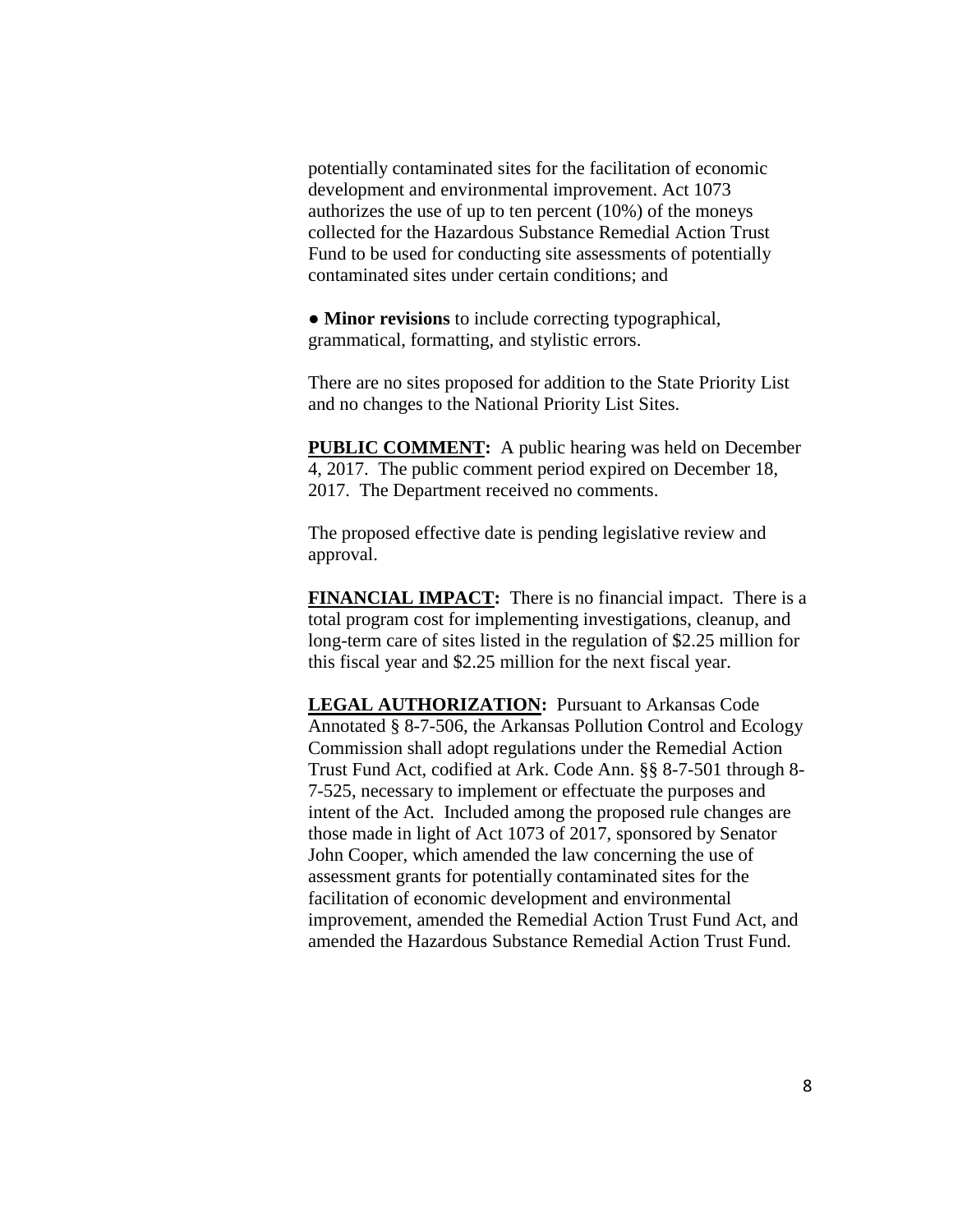potentially contaminated sites for the facilitation of economic development and environmental improvement. Act 1073 authorizes the use of up to ten percent (10%) of the moneys collected for the Hazardous Substance Remedial Action Trust Fund to be used for conducting site assessments of potentially contaminated sites under certain conditions; and

● **Minor revisions** to include correcting typographical, grammatical, formatting, and stylistic errors.

There are no sites proposed for addition to the State Priority List and no changes to the National Priority List Sites.

**PUBLIC COMMENT:** A public hearing was held on December 4, 2017. The public comment period expired on December 18, 2017. The Department received no comments.

The proposed effective date is pending legislative review and approval.

**FINANCIAL IMPACT:** There is no financial impact. There is a total program cost for implementing investigations, cleanup, and long-term care of sites listed in the regulation of $2.25 million for this fiscal year and $2.25 million for the next fiscal year.

**LEGAL AUTHORIZATION:** Pursuant to Arkansas Code Annotated § 8-7-506, the Arkansas Pollution Control and Ecology Commission shall adopt regulations under the Remedial Action Trust Fund Act, codified at Ark. Code Ann. §§ 8-7-501 through 8-7-525, necessary to implement or effectuate the purposes and intent of the Act. Included among the proposed rule changes are those made in light of Act 1073 of 2017, sponsored by Senator John Cooper, which amended the law concerning the use of assessment grants for potentially contaminated sites for the facilitation of economic development and environmental improvement, amended the Remedial Action Trust Fund Act, and amended the Hazardous Substance Remedial Action Trust Fund.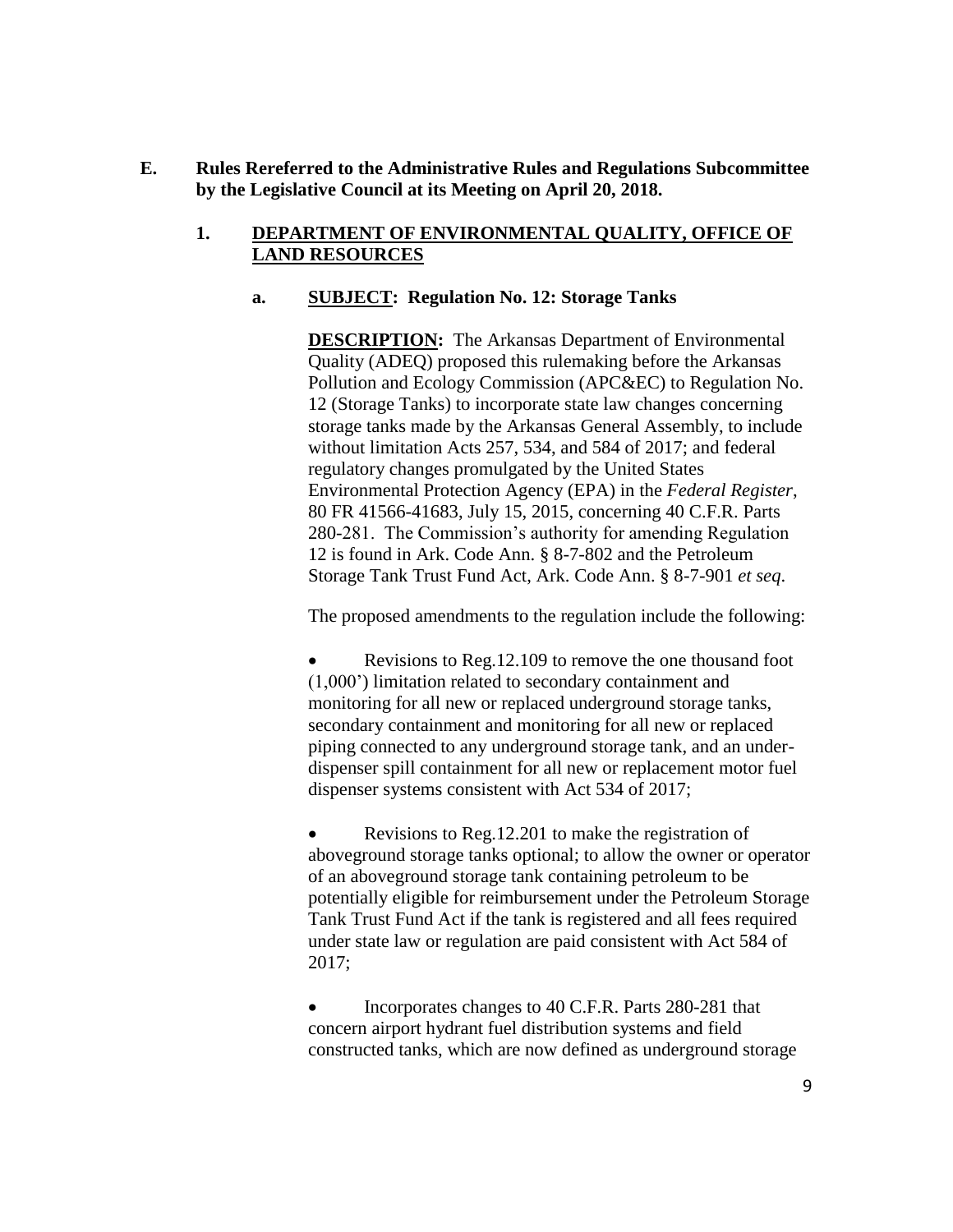**E. Rules Rereferred to the Administrative Rules and Regulations Subcommittee by the Legislative Council at its Meeting on April 20, 2018.**

**1. <u>DEPARTMENT OF ENVIRONMENTAL QUALITY, OFFICE OF LAND RESOURCES</u>**

**a. <u>SUBJECT</u>: Regulation No. 12: Storage Tanks**

**<u>DESCRIPTION</u>:** The Arkansas Department of Environmental Quality (ADEQ) proposed this rulemaking before the Arkansas Pollution and Ecology Commission (APC&EC) to Regulation No. 12 (Storage Tanks) to incorporate state law changes concerning storage tanks made by the Arkansas General Assembly, to include without limitation Acts 257, 534, and 584 of 2017; and federal regulatory changes promulgated by the United States Environmental Protection Agency (EPA) in the *Federal Register*, 80 FR 41566-41683, July 15, 2015, concerning 40 C.F.R. Parts 280-281. The Commission's authority for amending Regulation 12 is found in Ark. Code Ann. § 8-7-802 and the Petroleum Storage Tank Trust Fund Act, Ark. Code Ann. § 8-7-901 *et seq*.

The proposed amendments to the regulation include the following:

- Revisions to Reg.12.109 to remove the one thousand foot (1,000') limitation related to secondary containment and monitoring for all new or replaced underground storage tanks, secondary containment and monitoring for all new or replaced piping connected to any underground storage tank, and an under-dispenser spill containment for all new or replacement motor fuel dispenser systems consistent with Act 534 of 2017;

- Revisions to Reg.12.201 to make the registration of aboveground storage tanks optional; to allow the owner or operator of an aboveground storage tank containing petroleum to be potentially eligible for reimbursement under the Petroleum Storage Tank Trust Fund Act if the tank is registered and all fees required under state law or regulation are paid consistent with Act 584 of 2017;

- Incorporates changes to 40 C.F.R. Parts 280-281 that concern airport hydrant fuel distribution systems and field constructed tanks, which are now defined as underground storage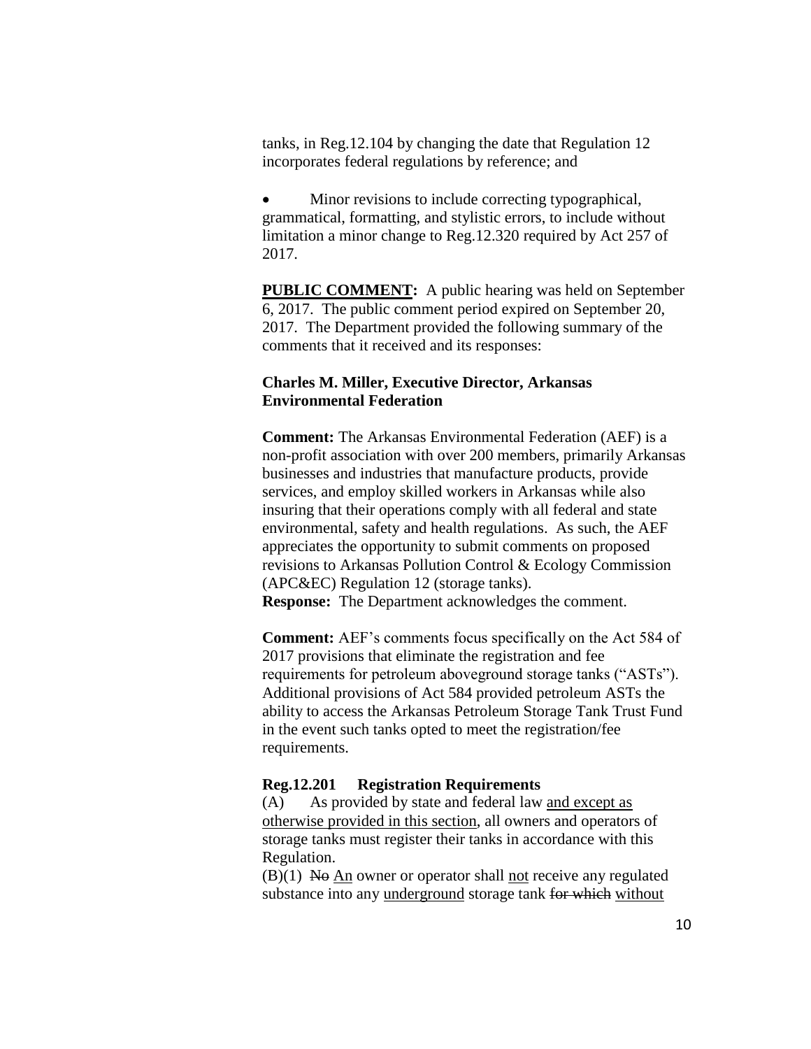tanks, in Reg.12.104 by changing the date that Regulation 12 incorporates federal regulations by reference; and

- Minor revisions to include correcting typographical, grammatical, formatting, and stylistic errors, to include without limitation a minor change to Reg.12.320 required by Act 257 of 2017.

**<u>PUBLIC COMMENT</u>:** A public hearing was held on September 6, 2017. The public comment period expired on September 20, 2017. The Department provided the following summary of the comments that it received and its responses:

**Charles M. Miller, Executive Director, Arkansas Environmental Federation**

**Comment:** The Arkansas Environmental Federation (AEF) is a non-profit association with over 200 members, primarily Arkansas businesses and industries that manufacture products, provide services, and employ skilled workers in Arkansas while also insuring that their operations comply with all federal and state environmental, safety and health regulations. As such, the AEF appreciates the opportunity to submit comments on proposed revisions to Arkansas Pollution Control & Ecology Commission (APC&EC) Regulation 12 (storage tanks).
**Response:** The Department acknowledges the comment.

**Comment:** AEF's comments focus specifically on the Act 584 of 2017 provisions that eliminate the registration and fee requirements for petroleum aboveground storage tanks ("ASTs"). Additional provisions of Act 584 provided petroleum ASTs the ability to access the Arkansas Petroleum Storage Tank Trust Fund in the event such tanks opted to meet the registration/fee requirements.

**Reg.12.201 Registration Requirements**
(A) As provided by state and federal law <u>and except as otherwise provided in this section</u>, all owners and operators of storage tanks must register their tanks in accordance with this Regulation.
(B)(1) ~~No~~ <u>An</u> owner or operator shall <u>not</u> receive any regulated substance into any <u>underground</u> storage tank ~~for which~~ <u>without</u>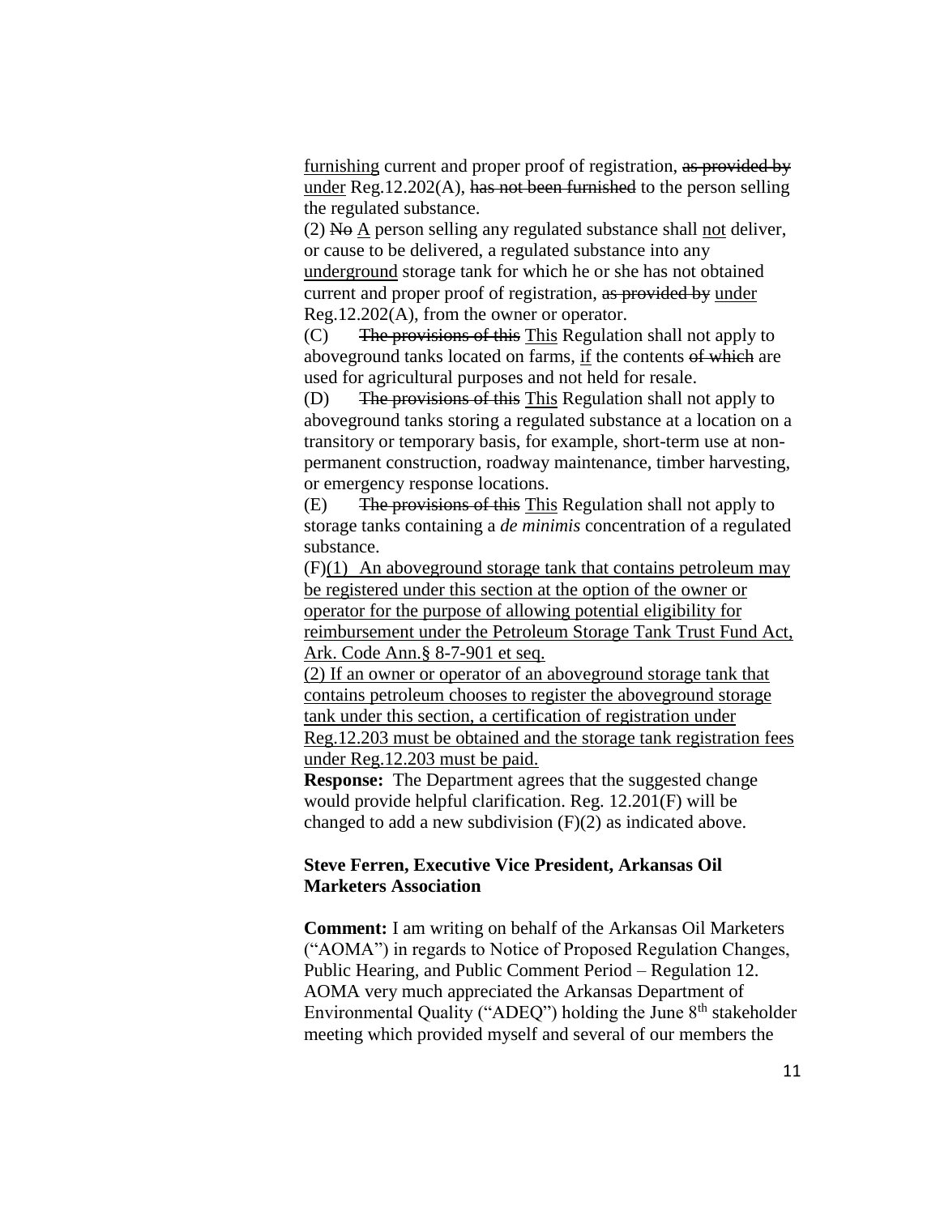<u>furnishing</u> current and proper proof of registration, ~~as provided by~~ <u>under</u> Reg.12.202(A), ~~has not been furnished~~ to the person selling the regulated substance.

(2) ~~No~~ <u>A</u> person selling any regulated substance shall <u>not</u> deliver, or cause to be delivered, a regulated substance into any <u>underground</u> storage tank for which he or she has not obtained current and proper proof of registration, ~~as provided by~~ <u>under</u> Reg.12.202(A), from the owner or operator.

(C) ~~The provisions of this~~ <u>This</u> Regulation shall not apply to aboveground tanks located on farms, <u>if</u> the contents ~~of which~~ are used for agricultural purposes and not held for resale.

(D) ~~The provisions of this~~ <u>This</u> Regulation shall not apply to aboveground tanks storing a regulated substance at a location on a transitory or temporary basis, for example, short-term use at non-permanent construction, roadway maintenance, timber harvesting, or emergency response locations.

(E) ~~The provisions of this~~ <u>This</u> Regulation shall not apply to storage tanks containing a *de minimis* concentration of a regulated substance.

(F)<u>(1) An aboveground storage tank that contains petroleum may be registered under this section at the option of the owner or operator for the purpose of allowing potential eligibility for reimbursement under the Petroleum Storage Tank Trust Fund Act, Ark. Code Ann.§ 8-7-901 et seq.</u>

<u>(2) If an owner or operator of an aboveground storage tank that contains petroleum chooses to register the aboveground storage tank under this section, a certification of registration under Reg.12.203 must be obtained and the storage tank registration fees under Reg.12.203 must be paid.</u>

**Response:** The Department agrees that the suggested change would provide helpful clarification. Reg. 12.201(F) will be changed to add a new subdivision (F)(2) as indicated above.

**Steve Ferren, Executive Vice President, Arkansas Oil Marketers Association**

**Comment:** I am writing on behalf of the Arkansas Oil Marketers ("AOMA") in regards to Notice of Proposed Regulation Changes, Public Hearing, and Public Comment Period – Regulation 12. AOMA very much appreciated the Arkansas Department of Environmental Quality ("ADEQ") holding the June 8th stakeholder meeting which provided myself and several of our members the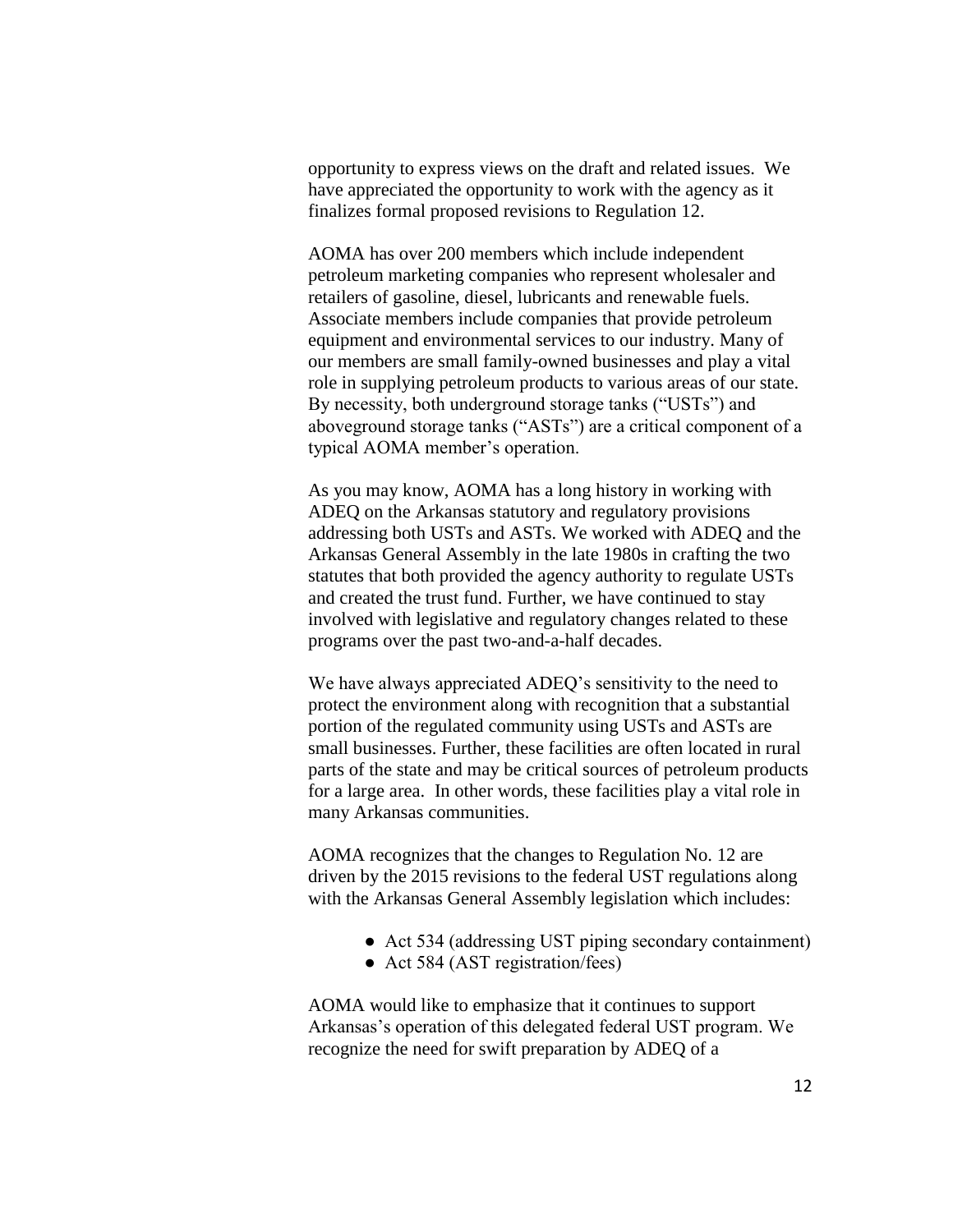opportunity to express views on the draft and related issues. We have appreciated the opportunity to work with the agency as it finalizes formal proposed revisions to Regulation 12.

AOMA has over 200 members which include independent petroleum marketing companies who represent wholesaler and retailers of gasoline, diesel, lubricants and renewable fuels. Associate members include companies that provide petroleum equipment and environmental services to our industry. Many of our members are small family-owned businesses and play a vital role in supplying petroleum products to various areas of our state. By necessity, both underground storage tanks ("USTs") and aboveground storage tanks ("ASTs") are a critical component of a typical AOMA member's operation.

As you may know, AOMA has a long history in working with ADEQ on the Arkansas statutory and regulatory provisions addressing both USTs and ASTs. We worked with ADEQ and the Arkansas General Assembly in the late 1980s in crafting the two statutes that both provided the agency authority to regulate USTs and created the trust fund. Further, we have continued to stay involved with legislative and regulatory changes related to these programs over the past two-and-a-half decades.

We have always appreciated ADEQ's sensitivity to the need to protect the environment along with recognition that a substantial portion of the regulated community using USTs and ASTs are small businesses. Further, these facilities are often located in rural parts of the state and may be critical sources of petroleum products for a large area. In other words, these facilities play a vital role in many Arkansas communities.

AOMA recognizes that the changes to Regulation No. 12 are driven by the 2015 revisions to the federal UST regulations along with the Arkansas General Assembly legislation which includes:

- Act 534 (addressing UST piping secondary containment)
- Act 584 (AST registration/fees)

AOMA would like to emphasize that it continues to support Arkansas's operation of this delegated federal UST program. We recognize the need for swift preparation by ADEQ of a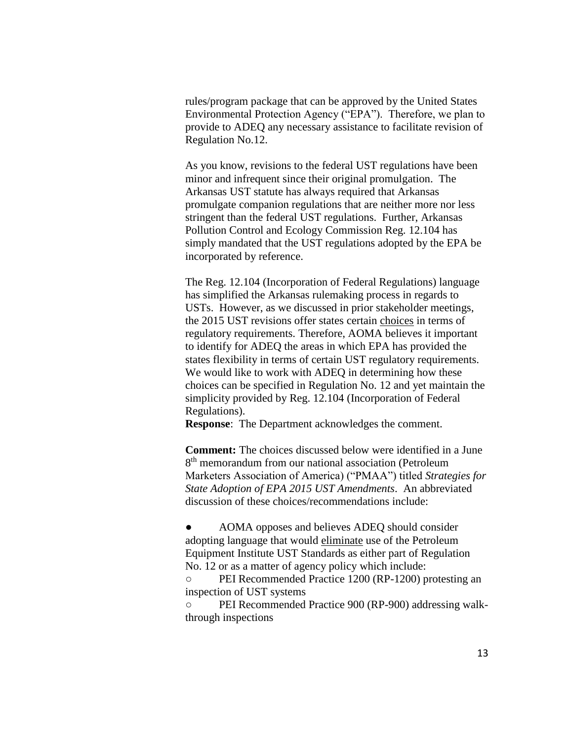rules/program package that can be approved by the United States Environmental Protection Agency ("EPA"). Therefore, we plan to provide to ADEQ any necessary assistance to facilitate revision of Regulation No.12.

As you know, revisions to the federal UST regulations have been minor and infrequent since their original promulgation. The Arkansas UST statute has always required that Arkansas promulgate companion regulations that are neither more nor less stringent than the federal UST regulations. Further, Arkansas Pollution Control and Ecology Commission Reg. 12.104 has simply mandated that the UST regulations adopted by the EPA be incorporated by reference.

The Reg. 12.104 (Incorporation of Federal Regulations) language has simplified the Arkansas rulemaking process in regards to USTs. However, as we discussed in prior stakeholder meetings, the 2015 UST revisions offer states certain <u>choices</u> in terms of regulatory requirements. Therefore, AOMA believes it important to identify for ADEQ the areas in which EPA has provided the states flexibility in terms of certain UST regulatory requirements. We would like to work with ADEQ in determining how these choices can be specified in Regulation No. 12 and yet maintain the simplicity provided by Reg. 12.104 (Incorporation of Federal Regulations).

**Response**: The Department acknowledges the comment.

**Comment:** The choices discussed below were identified in a June 8th memorandum from our national association (Petroleum Marketers Association of America) ("PMAA") titled *Strategies for State Adoption of EPA 2015 UST Amendments*. An abbreviated discussion of these choices/recommendations include:

- AOMA opposes and believes ADEQ should consider adopting language that would <u>eliminate</u> use of the Petroleum Equipment Institute UST Standards as either part of Regulation No. 12 or as a matter of agency policy which include:
  - PEI Recommended Practice 1200 (RP-1200) protesting an inspection of UST systems
  - PEI Recommended Practice 900 (RP-900) addressing walk-through inspections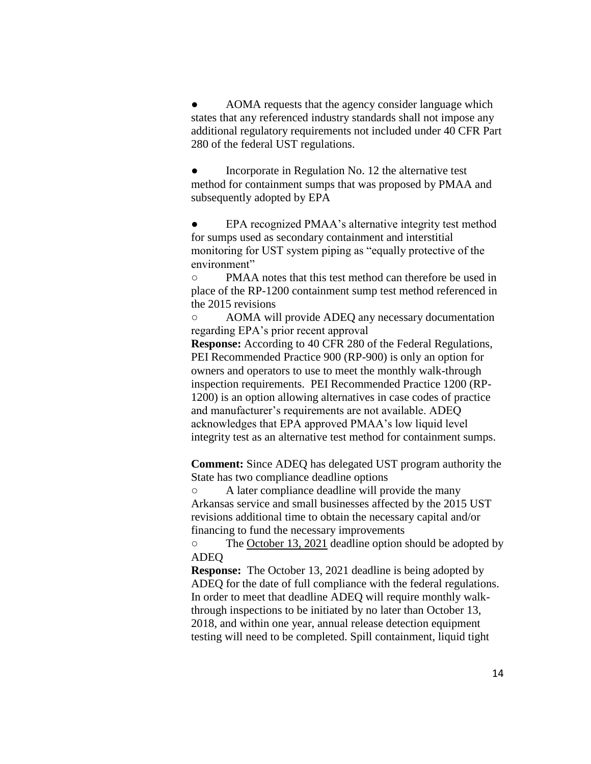- AOMA requests that the agency consider language which states that any referenced industry standards shall not impose any additional regulatory requirements not included under 40 CFR Part 280 of the federal UST regulations.

- Incorporate in Regulation No. 12 the alternative test method for containment sumps that was proposed by PMAA and subsequently adopted by EPA

- EPA recognized PMAA's alternative integrity test method for sumps used as secondary containment and interstitial monitoring for UST system piping as "equally protective of the environment"
  - PMAA notes that this test method can therefore be used in place of the RP-1200 containment sump test method referenced in the 2015 revisions
  - AOMA will provide ADEQ any necessary documentation regarding EPA's prior recent approval

**Response:** According to 40 CFR 280 of the Federal Regulations, PEI Recommended Practice 900 (RP-900) is only an option for owners and operators to use to meet the monthly walk-through inspection requirements. PEI Recommended Practice 1200 (RP-1200) is an option allowing alternatives in case codes of practice and manufacturer's requirements are not available. ADEQ acknowledges that EPA approved PMAA's low liquid level integrity test as an alternative test method for containment sumps.

**Comment:** Since ADEQ has delegated UST program authority the State has two compliance deadline options

- A later compliance deadline will provide the many Arkansas service and small businesses affected by the 2015 UST revisions additional time to obtain the necessary capital and/or financing to fund the necessary improvements
- The <u>October 13, 2021</u> deadline option should be adopted by ADEQ

**Response:** The October 13, 2021 deadline is being adopted by ADEQ for the date of full compliance with the federal regulations. In order to meet that deadline ADEQ will require monthly walk-through inspections to be initiated by no later than October 13, 2018, and within one year, annual release detection equipment testing will need to be completed. Spill containment, liquid tight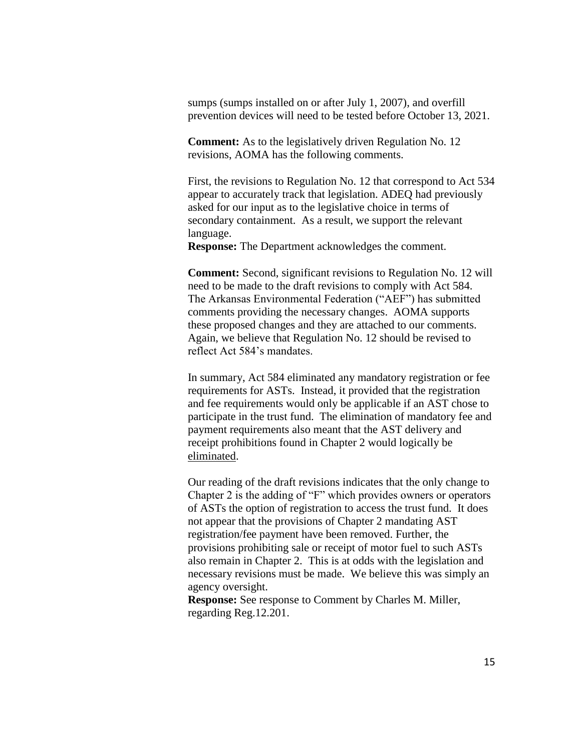sumps (sumps installed on or after July 1, 2007), and overfill prevention devices will need to be tested before October 13, 2021.

**Comment:** As to the legislatively driven Regulation No. 12 revisions, AOMA has the following comments.

First, the revisions to Regulation No. 12 that correspond to Act 534 appear to accurately track that legislation. ADEQ had previously asked for our input as to the legislative choice in terms of secondary containment. As a result, we support the relevant language.

**Response:** The Department acknowledges the comment.

**Comment:** Second, significant revisions to Regulation No. 12 will need to be made to the draft revisions to comply with Act 584. The Arkansas Environmental Federation ("AEF") has submitted comments providing the necessary changes. AOMA supports these proposed changes and they are attached to our comments. Again, we believe that Regulation No. 12 should be revised to reflect Act 584's mandates.

In summary, Act 584 eliminated any mandatory registration or fee requirements for ASTs. Instead, it provided that the registration and fee requirements would only be applicable if an AST chose to participate in the trust fund. The elimination of mandatory fee and payment requirements also meant that the AST delivery and receipt prohibitions found in Chapter 2 would logically be eliminated.

Our reading of the draft revisions indicates that the only change to Chapter 2 is the adding of "F" which provides owners or operators of ASTs the option of registration to access the trust fund. It does not appear that the provisions of Chapter 2 mandating AST registration/fee payment have been removed. Further, the provisions prohibiting sale or receipt of motor fuel to such ASTs also remain in Chapter 2. This is at odds with the legislation and necessary revisions must be made. We believe this was simply an agency oversight.

**Response:** See response to Comment by Charles M. Miller, regarding Reg.12.201.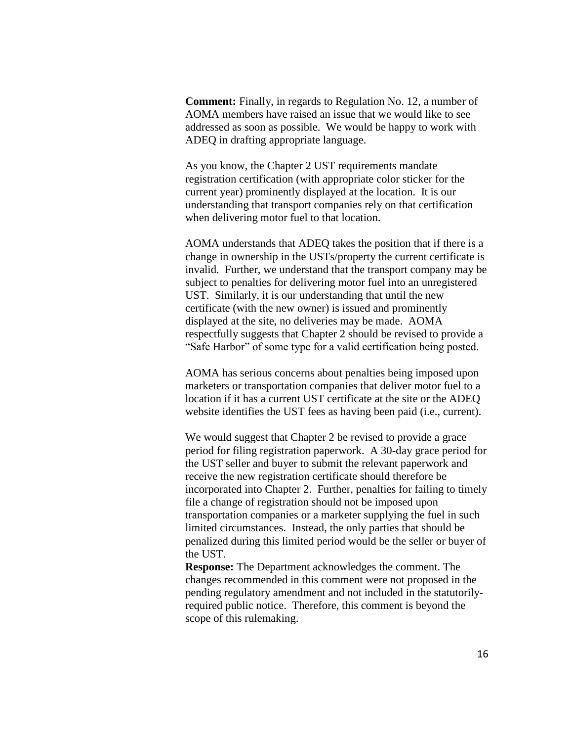**Comment:** Finally, in regards to Regulation No. 12, a number of AOMA members have raised an issue that we would like to see addressed as soon as possible. We would be happy to work with ADEQ in drafting appropriate language.

As you know, the Chapter 2 UST requirements mandate registration certification (with appropriate color sticker for the current year) prominently displayed at the location. It is our understanding that transport companies rely on that certification when delivering motor fuel to that location.

AOMA understands that ADEQ takes the position that if there is a change in ownership in the USTs/property the current certificate is invalid. Further, we understand that the transport company may be subject to penalties for delivering motor fuel into an unregistered UST. Similarly, it is our understanding that until the new certificate (with the new owner) is issued and prominently displayed at the site, no deliveries may be made. AOMA respectfully suggests that Chapter 2 should be revised to provide a "Safe Harbor" of some type for a valid certification being posted.

AOMA has serious concerns about penalties being imposed upon marketers or transportation companies that deliver motor fuel to a location if it has a current UST certificate at the site or the ADEQ website identifies the UST fees as having been paid (i.e., current).

We would suggest that Chapter 2 be revised to provide a grace period for filing registration paperwork. A 30-day grace period for the UST seller and buyer to submit the relevant paperwork and receive the new registration certificate should therefore be incorporated into Chapter 2. Further, penalties for failing to timely file a change of registration should not be imposed upon transportation companies or a marketer supplying the fuel in such limited circumstances. Instead, the only parties that should be penalized during this limited period would be the seller or buyer of the UST.

**Response:** The Department acknowledges the comment. The changes recommended in this comment were not proposed in the pending regulatory amendment and not included in the statutorily-required public notice. Therefore, this comment is beyond the scope of this rulemaking.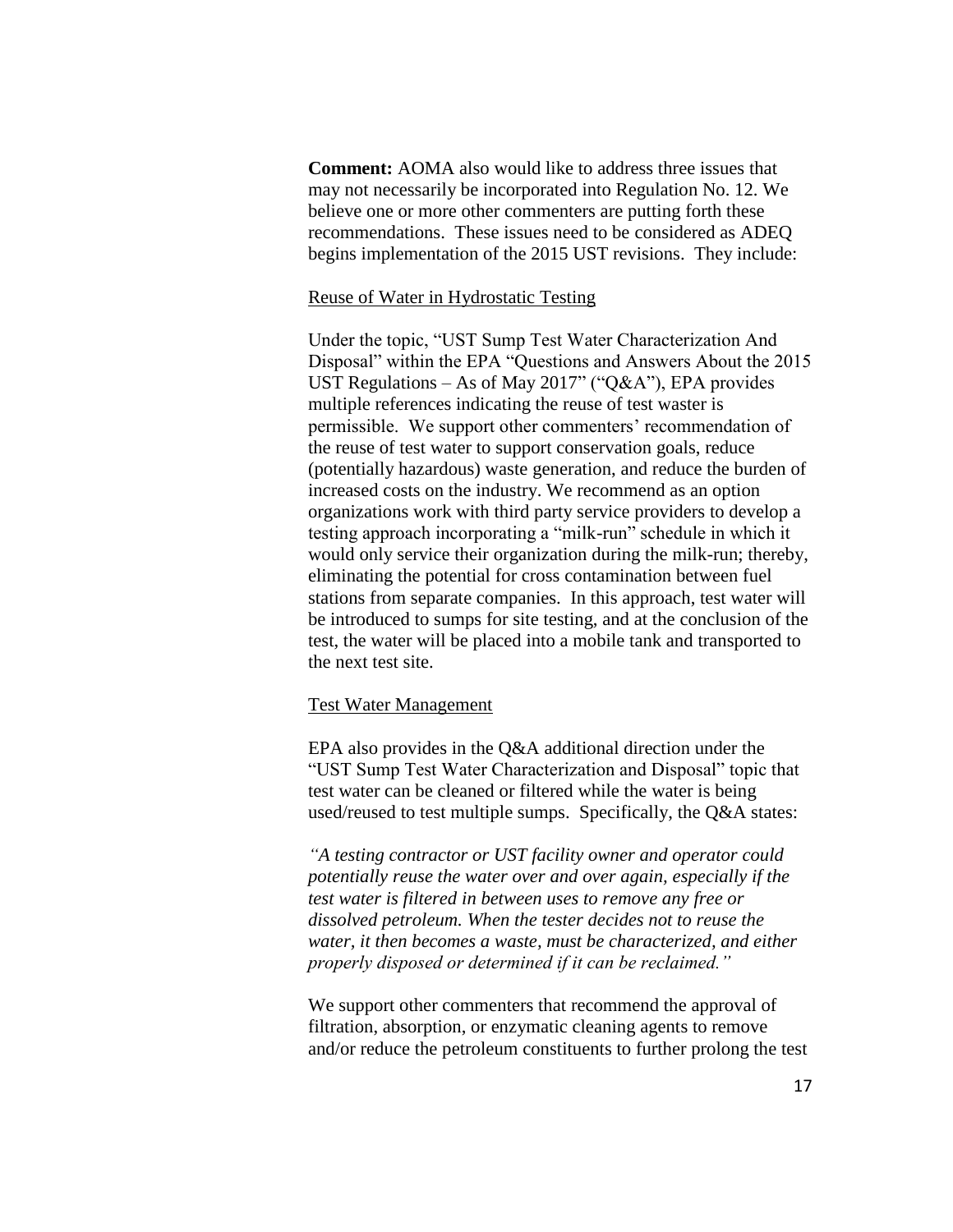**Comment:** AOMA also would like to address three issues that may not necessarily be incorporated into Regulation No. 12. We believe one or more other commenters are putting forth these recommendations. These issues need to be considered as ADEQ begins implementation of the 2015 UST revisions. They include:

<u>Reuse of Water in Hydrostatic Testing</u>

Under the topic, "UST Sump Test Water Characterization And Disposal" within the EPA "Questions and Answers About the 2015 UST Regulations – As of May 2017" ("Q&A"), EPA provides multiple references indicating the reuse of test waster is permissible. We support other commenters' recommendation of the reuse of test water to support conservation goals, reduce (potentially hazardous) waste generation, and reduce the burden of increased costs on the industry. We recommend as an option organizations work with third party service providers to develop a testing approach incorporating a "milk-run" schedule in which it would only service their organization during the milk-run; thereby, eliminating the potential for cross contamination between fuel stations from separate companies. In this approach, test water will be introduced to sumps for site testing, and at the conclusion of the test, the water will be placed into a mobile tank and transported to the next test site.

<u>Test Water Management</u>

EPA also provides in the Q&A additional direction under the "UST Sump Test Water Characterization and Disposal" topic that test water can be cleaned or filtered while the water is being used/reused to test multiple sumps. Specifically, the Q&A states:

*"A testing contractor or UST facility owner and operator could potentially reuse the water over and over again, especially if the test water is filtered in between uses to remove any free or dissolved petroleum. When the tester decides not to reuse the water, it then becomes a waste, must be characterized, and either properly disposed or determined if it can be reclaimed."*

We support other commenters that recommend the approval of filtration, absorption, or enzymatic cleaning agents to remove and/or reduce the petroleum constituents to further prolong the test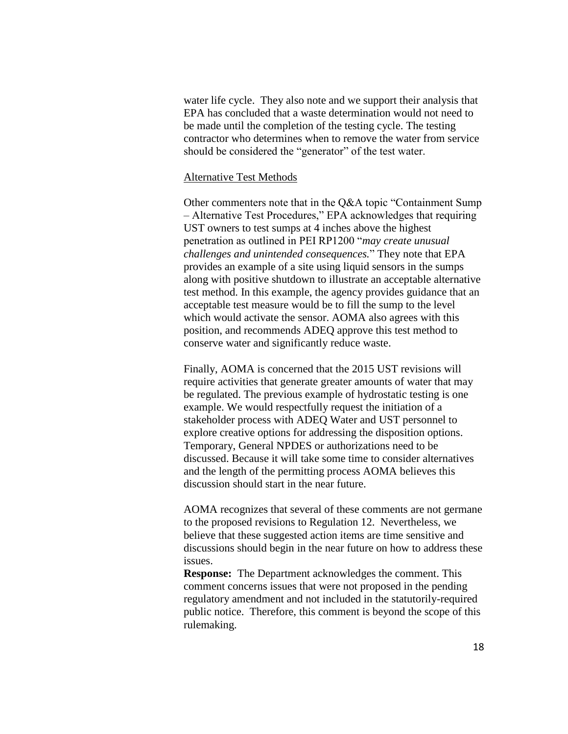water life cycle. They also note and we support their analysis that EPA has concluded that a waste determination would not need to be made until the completion of the testing cycle. The testing contractor who determines when to remove the water from service should be considered the "generator" of the test water.

Alternative Test Methods

Other commenters note that in the Q&A topic "Containment Sump – Alternative Test Procedures," EPA acknowledges that requiring UST owners to test sumps at 4 inches above the highest penetration as outlined in PEI RP1200 "*may create unusual challenges and unintended consequences.*" They note that EPA provides an example of a site using liquid sensors in the sumps along with positive shutdown to illustrate an acceptable alternative test method. In this example, the agency provides guidance that an acceptable test measure would be to fill the sump to the level which would activate the sensor. AOMA also agrees with this position, and recommends ADEQ approve this test method to conserve water and significantly reduce waste.

Finally, AOMA is concerned that the 2015 UST revisions will require activities that generate greater amounts of water that may be regulated. The previous example of hydrostatic testing is one example. We would respectfully request the initiation of a stakeholder process with ADEQ Water and UST personnel to explore creative options for addressing the disposition options. Temporary, General NPDES or authorizations need to be discussed. Because it will take some time to consider alternatives and the length of the permitting process AOMA believes this discussion should start in the near future.

AOMA recognizes that several of these comments are not germane to the proposed revisions to Regulation 12. Nevertheless, we believe that these suggested action items are time sensitive and discussions should begin in the near future on how to address these issues.

**Response:** The Department acknowledges the comment. This comment concerns issues that were not proposed in the pending regulatory amendment and not included in the statutorily-required public notice. Therefore, this comment is beyond the scope of this rulemaking.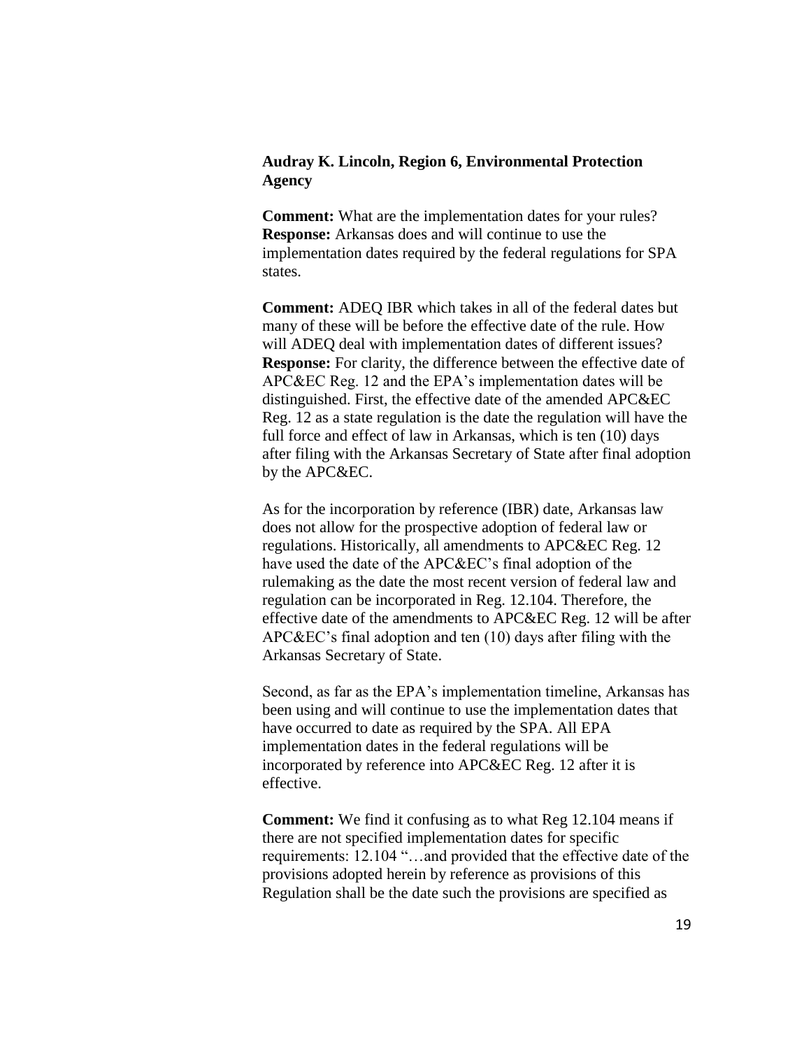**Audray K. Lincoln, Region 6, Environmental Protection Agency**

**Comment:** What are the implementation dates for your rules?
**Response:** Arkansas does and will continue to use the implementation dates required by the federal regulations for SPA states.

**Comment:** ADEQ IBR which takes in all of the federal dates but many of these will be before the effective date of the rule. How will ADEQ deal with implementation dates of different issues?
**Response:** For clarity, the difference between the effective date of APC&EC Reg. 12 and the EPA's implementation dates will be distinguished. First, the effective date of the amended APC&EC Reg. 12 as a state regulation is the date the regulation will have the full force and effect of law in Arkansas, which is ten (10) days after filing with the Arkansas Secretary of State after final adoption by the APC&EC.

As for the incorporation by reference (IBR) date, Arkansas law does not allow for the prospective adoption of federal law or regulations. Historically, all amendments to APC&EC Reg. 12 have used the date of the APC&EC's final adoption of the rulemaking as the date the most recent version of federal law and regulation can be incorporated in Reg. 12.104. Therefore, the effective date of the amendments to APC&EC Reg. 12 will be after APC&EC's final adoption and ten (10) days after filing with the Arkansas Secretary of State.

Second, as far as the EPA's implementation timeline, Arkansas has been using and will continue to use the implementation dates that have occurred to date as required by the SPA. All EPA implementation dates in the federal regulations will be incorporated by reference into APC&EC Reg. 12 after it is effective.

**Comment:** We find it confusing as to what Reg 12.104 means if there are not specified implementation dates for specific requirements: 12.104 "…and provided that the effective date of the provisions adopted herein by reference as provisions of this Regulation shall be the date such the provisions are specified as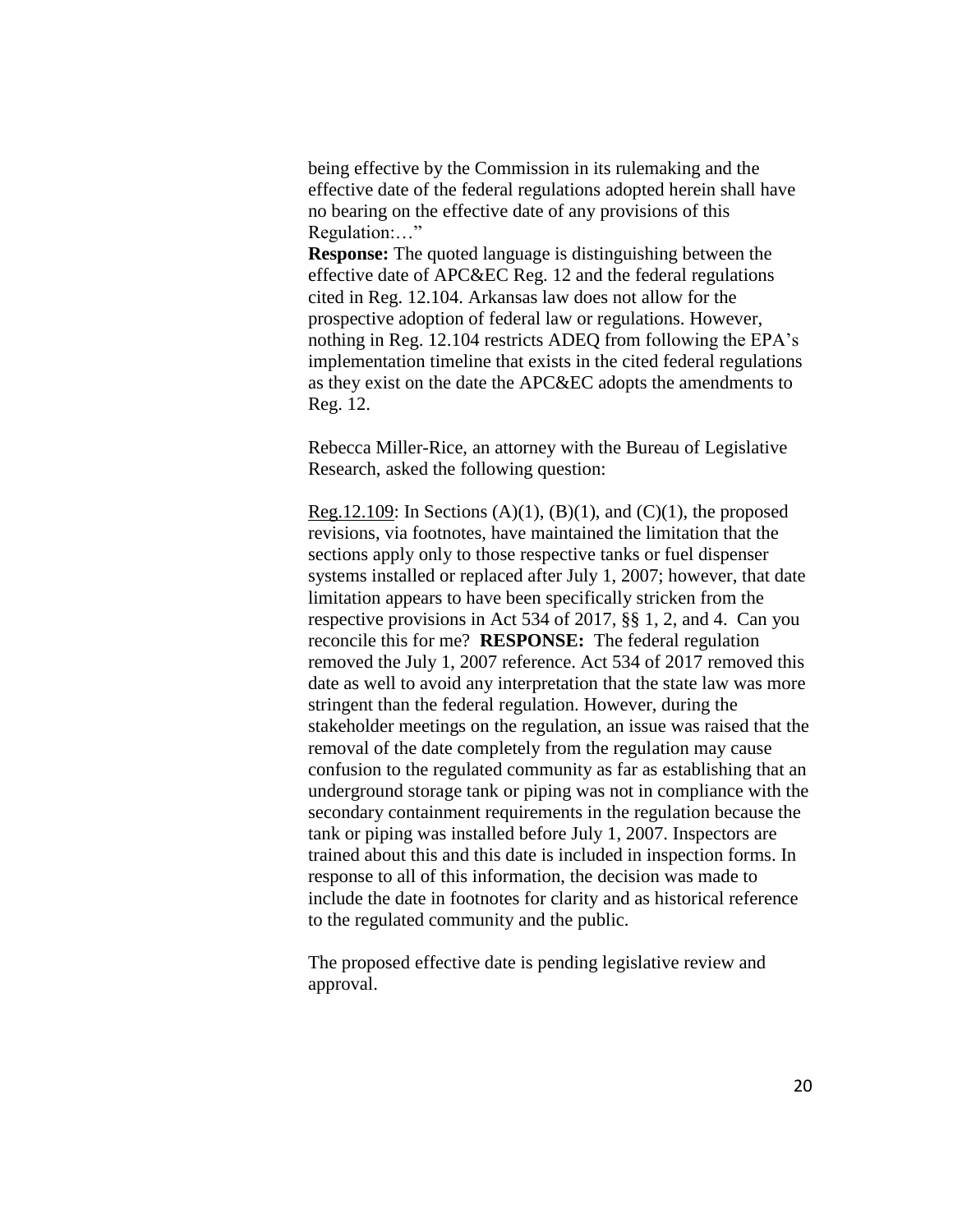being effective by the Commission in its rulemaking and the effective date of the federal regulations adopted herein shall have no bearing on the effective date of any provisions of this Regulation:…"

**Response:** The quoted language is distinguishing between the effective date of APC&EC Reg. 12 and the federal regulations cited in Reg. 12.104. Arkansas law does not allow for the prospective adoption of federal law or regulations. However, nothing in Reg. 12.104 restricts ADEQ from following the EPA's implementation timeline that exists in the cited federal regulations as they exist on the date the APC&EC adopts the amendments to Reg. 12.

Rebecca Miller-Rice, an attorney with the Bureau of Legislative Research, asked the following question:

<u>Reg.12.109</u>: In Sections (A)(1), (B)(1), and (C)(1), the proposed revisions, via footnotes, have maintained the limitation that the sections apply only to those respective tanks or fuel dispenser systems installed or replaced after July 1, 2007; however, that date limitation appears to have been specifically stricken from the respective provisions in Act 534 of 2017, §§ 1, 2, and 4. Can you reconcile this for me? **RESPONSE:** The federal regulation removed the July 1, 2007 reference. Act 534 of 2017 removed this date as well to avoid any interpretation that the state law was more stringent than the federal regulation. However, during the stakeholder meetings on the regulation, an issue was raised that the removal of the date completely from the regulation may cause confusion to the regulated community as far as establishing that an underground storage tank or piping was not in compliance with the secondary containment requirements in the regulation because the tank or piping was installed before July 1, 2007. Inspectors are trained about this and this date is included in inspection forms. In response to all of this information, the decision was made to include the date in footnotes for clarity and as historical reference to the regulated community and the public.

The proposed effective date is pending legislative review and approval.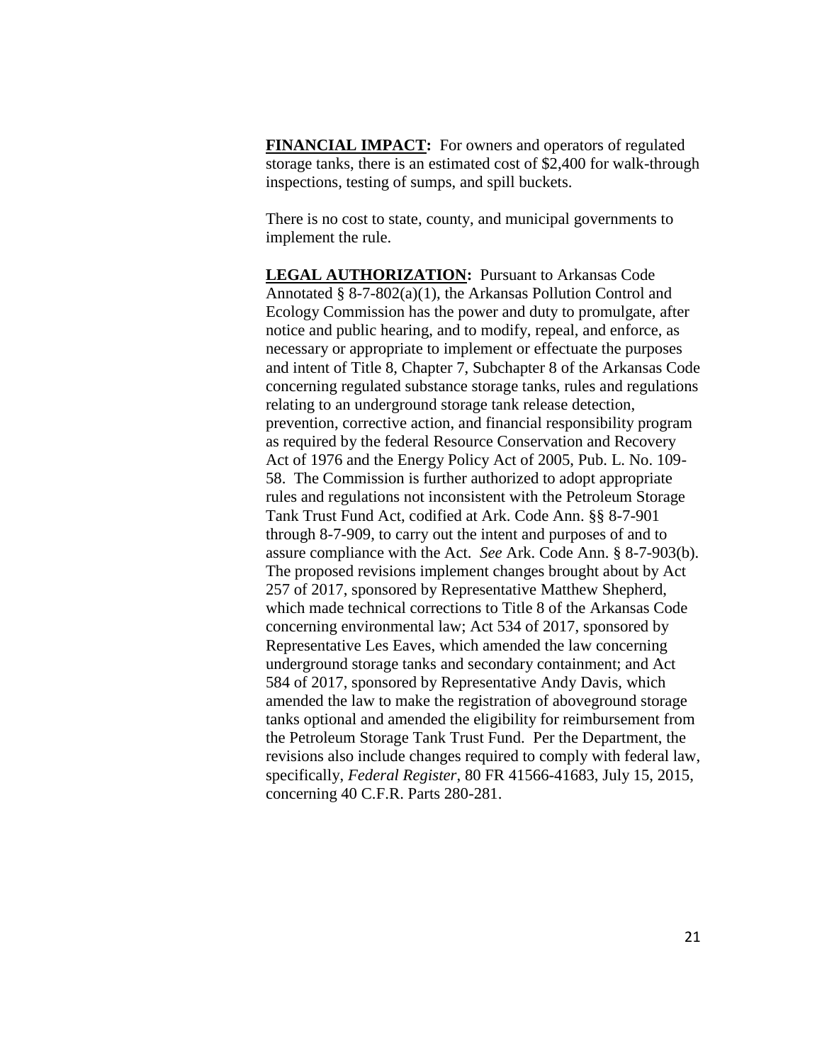**FINANCIAL IMPACT:** For owners and operators of regulated storage tanks, there is an estimated cost of $2,400 for walk-through inspections, testing of sumps, and spill buckets.

There is no cost to state, county, and municipal governments to implement the rule.

**LEGAL AUTHORIZATION:** Pursuant to Arkansas Code Annotated § 8-7-802(a)(1), the Arkansas Pollution Control and Ecology Commission has the power and duty to promulgate, after notice and public hearing, and to modify, repeal, and enforce, as necessary or appropriate to implement or effectuate the purposes and intent of Title 8, Chapter 7, Subchapter 8 of the Arkansas Code concerning regulated substance storage tanks, rules and regulations relating to an underground storage tank release detection, prevention, corrective action, and financial responsibility program as required by the federal Resource Conservation and Recovery Act of 1976 and the Energy Policy Act of 2005, Pub. L. No. 109-58. The Commission is further authorized to adopt appropriate rules and regulations not inconsistent with the Petroleum Storage Tank Trust Fund Act, codified at Ark. Code Ann. §§ 8-7-901 through 8-7-909, to carry out the intent and purposes of and to assure compliance with the Act. *See* Ark. Code Ann. § 8-7-903(b). The proposed revisions implement changes brought about by Act 257 of 2017, sponsored by Representative Matthew Shepherd, which made technical corrections to Title 8 of the Arkansas Code concerning environmental law; Act 534 of 2017, sponsored by Representative Les Eaves, which amended the law concerning underground storage tanks and secondary containment; and Act 584 of 2017, sponsored by Representative Andy Davis, which amended the law to make the registration of aboveground storage tanks optional and amended the eligibility for reimbursement from the Petroleum Storage Tank Trust Fund. Per the Department, the revisions also include changes required to comply with federal law, specifically, *Federal Register*, 80 FR 41566-41683, July 15, 2015, concerning 40 C.F.R. Parts 280-281.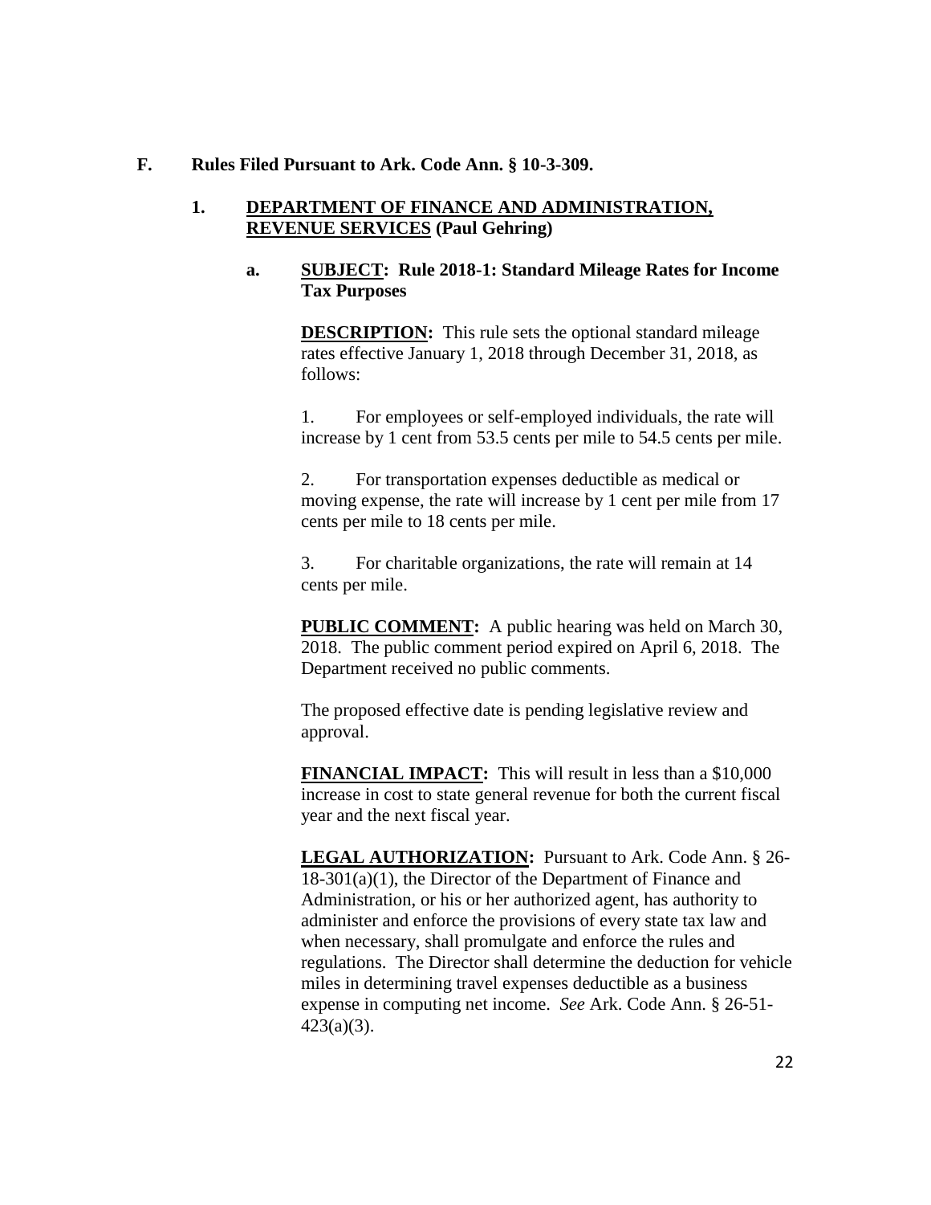**F. Rules Filed Pursuant to Ark. Code Ann. § 10-3-309.**

**1. <u>DEPARTMENT OF FINANCE AND ADMINISTRATION, REVENUE SERVICES</u> (Paul Gehring)**

**a. <u>SUBJECT</u>: Rule 2018-1: Standard Mileage Rates for Income Tax Purposes**

**<u>DESCRIPTION</u>:** This rule sets the optional standard mileage rates effective January 1, 2018 through December 31, 2018, as follows:

1. For employees or self-employed individuals, the rate will increase by 1 cent from 53.5 cents per mile to 54.5 cents per mile.

2. For transportation expenses deductible as medical or moving expense, the rate will increase by 1 cent per mile from 17 cents per mile to 18 cents per mile.

3. For charitable organizations, the rate will remain at 14 cents per mile.

**<u>PUBLIC COMMENT</u>:** A public hearing was held on March 30, 2018. The public comment period expired on April 6, 2018. The Department received no public comments.

The proposed effective date is pending legislative review and approval.

**<u>FINANCIAL IMPACT</u>:** This will result in less than a $10,000 increase in cost to state general revenue for both the current fiscal year and the next fiscal year.

**<u>LEGAL AUTHORIZATION</u>:** Pursuant to Ark. Code Ann. § 26-18-301(a)(1), the Director of the Department of Finance and Administration, or his or her authorized agent, has authority to administer and enforce the provisions of every state tax law and when necessary, shall promulgate and enforce the rules and regulations. The Director shall determine the deduction for vehicle miles in determining travel expenses deductible as a business expense in computing net income. *See* Ark. Code Ann. § 26-51-423(a)(3).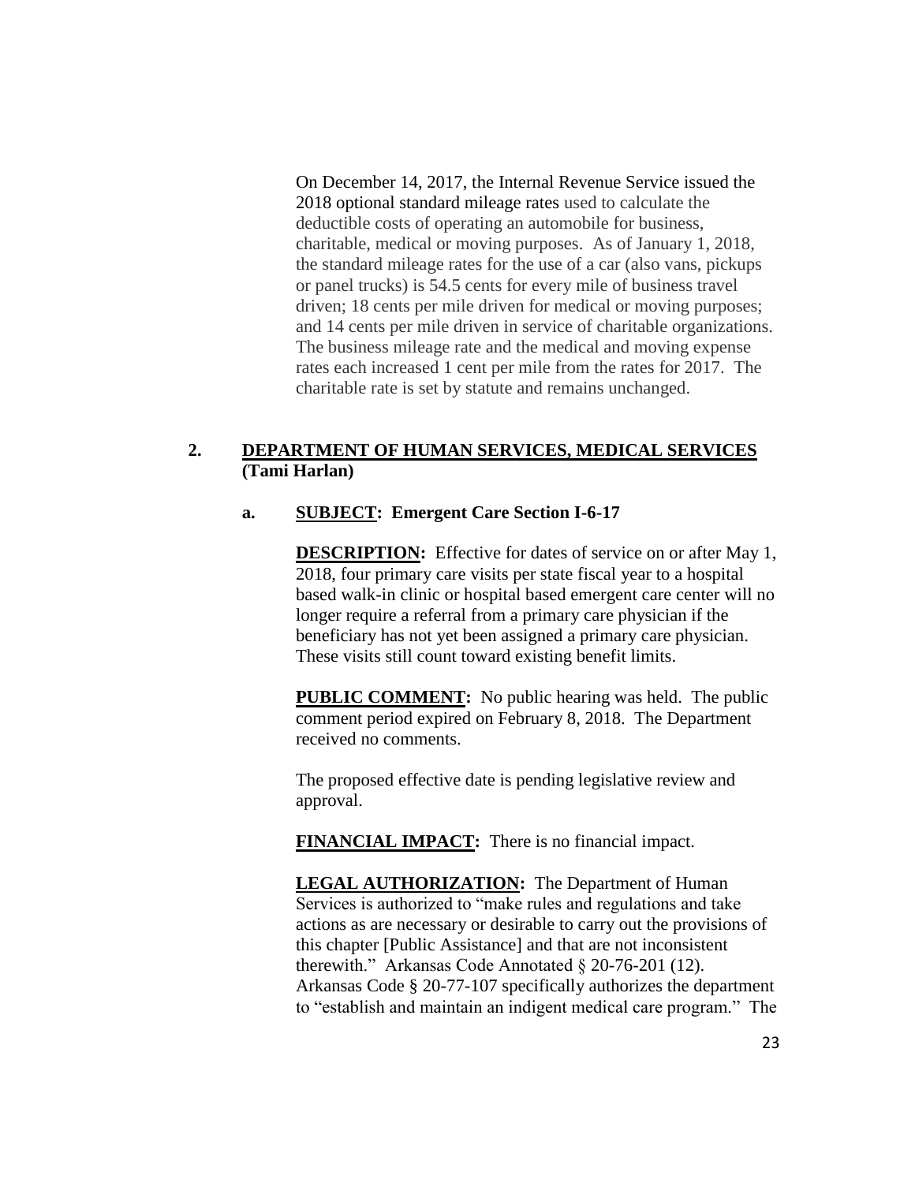On December 14, 2017, the Internal Revenue Service issued the 2018 optional standard mileage rates used to calculate the deductible costs of operating an automobile for business, charitable, medical or moving purposes. As of January 1, 2018, the standard mileage rates for the use of a car (also vans, pickups or panel trucks) is 54.5 cents for every mile of business travel driven; 18 cents per mile driven for medical or moving purposes; and 14 cents per mile driven in service of charitable organizations. The business mileage rate and the medical and moving expense rates each increased 1 cent per mile from the rates for 2017. The charitable rate is set by statute and remains unchanged.

**2. <u>DEPARTMENT OF HUMAN SERVICES, MEDICAL SERVICES</u> (Tami Harlan)**

**a. <u>SUBJECT</u>: Emergent Care Section I-6-17**

**<u>DESCRIPTION</u>:** Effective for dates of service on or after May 1, 2018, four primary care visits per state fiscal year to a hospital based walk-in clinic or hospital based emergent care center will no longer require a referral from a primary care physician if the beneficiary has not yet been assigned a primary care physician. These visits still count toward existing benefit limits.

**<u>PUBLIC COMMENT</u>:** No public hearing was held. The public comment period expired on February 8, 2018. The Department received no comments.

The proposed effective date is pending legislative review and approval.

**<u>FINANCIAL IMPACT</u>:** There is no financial impact.

**<u>LEGAL AUTHORIZATION</u>:** The Department of Human Services is authorized to "make rules and regulations and take actions as are necessary or desirable to carry out the provisions of this chapter [Public Assistance] and that are not inconsistent therewith." Arkansas Code Annotated § 20-76-201 (12). Arkansas Code § 20-77-107 specifically authorizes the department to "establish and maintain an indigent medical care program." The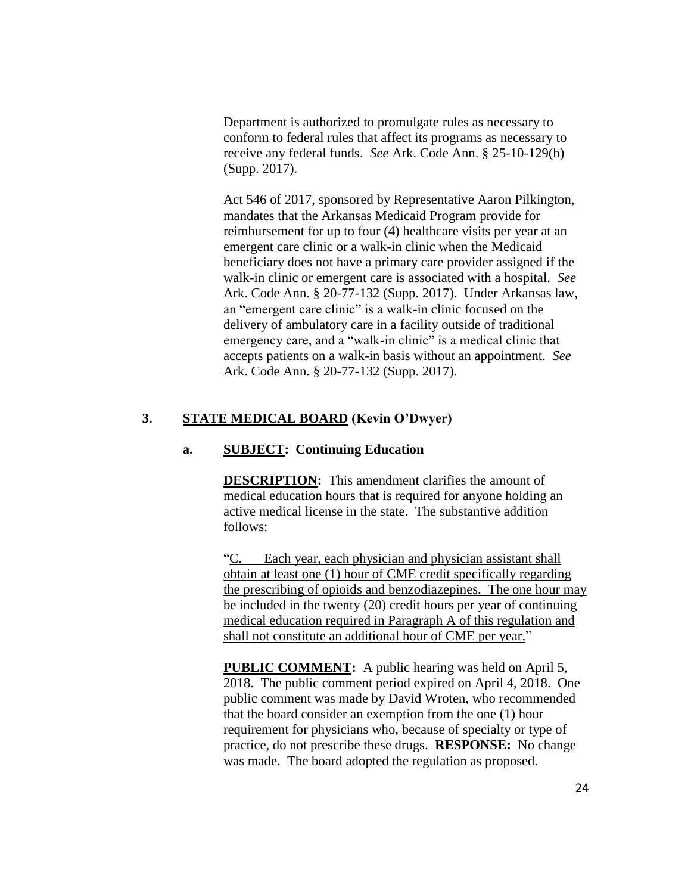Department is authorized to promulgate rules as necessary to conform to federal rules that affect its programs as necessary to receive any federal funds. *See* Ark. Code Ann. § 25-10-129(b) (Supp. 2017).

Act 546 of 2017, sponsored by Representative Aaron Pilkington, mandates that the Arkansas Medicaid Program provide for reimbursement for up to four (4) healthcare visits per year at an emergent care clinic or a walk-in clinic when the Medicaid beneficiary does not have a primary care provider assigned if the walk-in clinic or emergent care is associated with a hospital. *See* Ark. Code Ann. § 20-77-132 (Supp. 2017). Under Arkansas law, an "emergent care clinic" is a walk-in clinic focused on the delivery of ambulatory care in a facility outside of traditional emergency care, and a "walk-in clinic" is a medical clinic that accepts patients on a walk-in basis without an appointment. *See* Ark. Code Ann. § 20-77-132 (Supp. 2017).

**3. STATE MEDICAL BOARD (Kevin O'Dwyer)**

**a. SUBJECT: Continuing Education**

**DESCRIPTION:** This amendment clarifies the amount of medical education hours that is required for anyone holding an active medical license in the state. The substantive addition follows:

"C. Each year, each physician and physician assistant shall obtain at least one (1) hour of CME credit specifically regarding the prescribing of opioids and benzodiazepines. The one hour may be included in the twenty (20) credit hours per year of continuing medical education required in Paragraph A of this regulation and shall not constitute an additional hour of CME per year."

**PUBLIC COMMENT:** A public hearing was held on April 5, 2018. The public comment period expired on April 4, 2018. One public comment was made by David Wroten, who recommended that the board consider an exemption from the one (1) hour requirement for physicians who, because of specialty or type of practice, do not prescribe these drugs. **RESPONSE:** No change was made. The board adopted the regulation as proposed.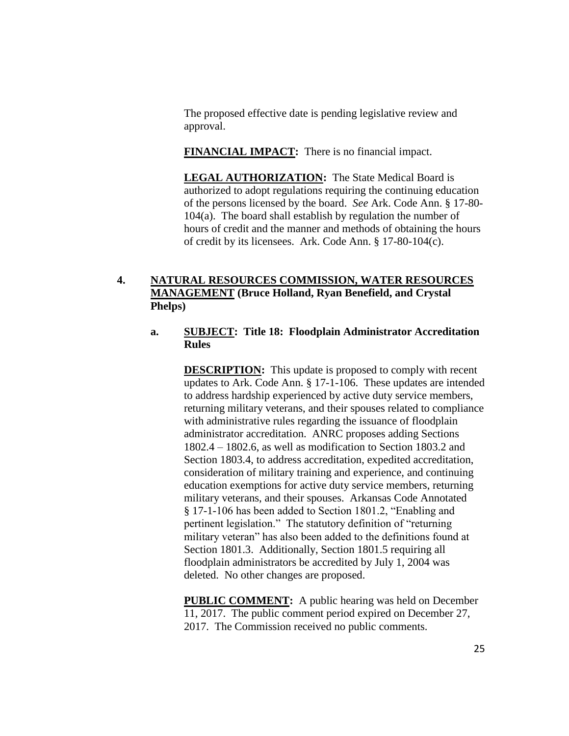The proposed effective date is pending legislative review and approval.

**FINANCIAL IMPACT:** There is no financial impact.

**LEGAL AUTHORIZATION:** The State Medical Board is authorized to adopt regulations requiring the continuing education of the persons licensed by the board. *See* Ark. Code Ann. § 17-80-104(a). The board shall establish by regulation the number of hours of credit and the manner and methods of obtaining the hours of credit by its licensees. Ark. Code Ann. § 17-80-104(c).

**4. NATURAL RESOURCES COMMISSION, WATER RESOURCES MANAGEMENT (Bruce Holland, Ryan Benefield, and Crystal Phelps)**

**a. SUBJECT: Title 18: Floodplain Administrator Accreditation Rules**

**DESCRIPTION:** This update is proposed to comply with recent updates to Ark. Code Ann. § 17-1-106. These updates are intended to address hardship experienced by active duty service members, returning military veterans, and their spouses related to compliance with administrative rules regarding the issuance of floodplain administrator accreditation. ANRC proposes adding Sections 1802.4 – 1802.6, as well as modification to Section 1803.2 and Section 1803.4, to address accreditation, expedited accreditation, consideration of military training and experience, and continuing education exemptions for active duty service members, returning military veterans, and their spouses. Arkansas Code Annotated § 17-1-106 has been added to Section 1801.2, "Enabling and pertinent legislation." The statutory definition of "returning military veteran" has also been added to the definitions found at Section 1801.3. Additionally, Section 1801.5 requiring all floodplain administrators be accredited by July 1, 2004 was deleted. No other changes are proposed.

**PUBLIC COMMENT:** A public hearing was held on December 11, 2017. The public comment period expired on December 27, 2017. The Commission received no public comments.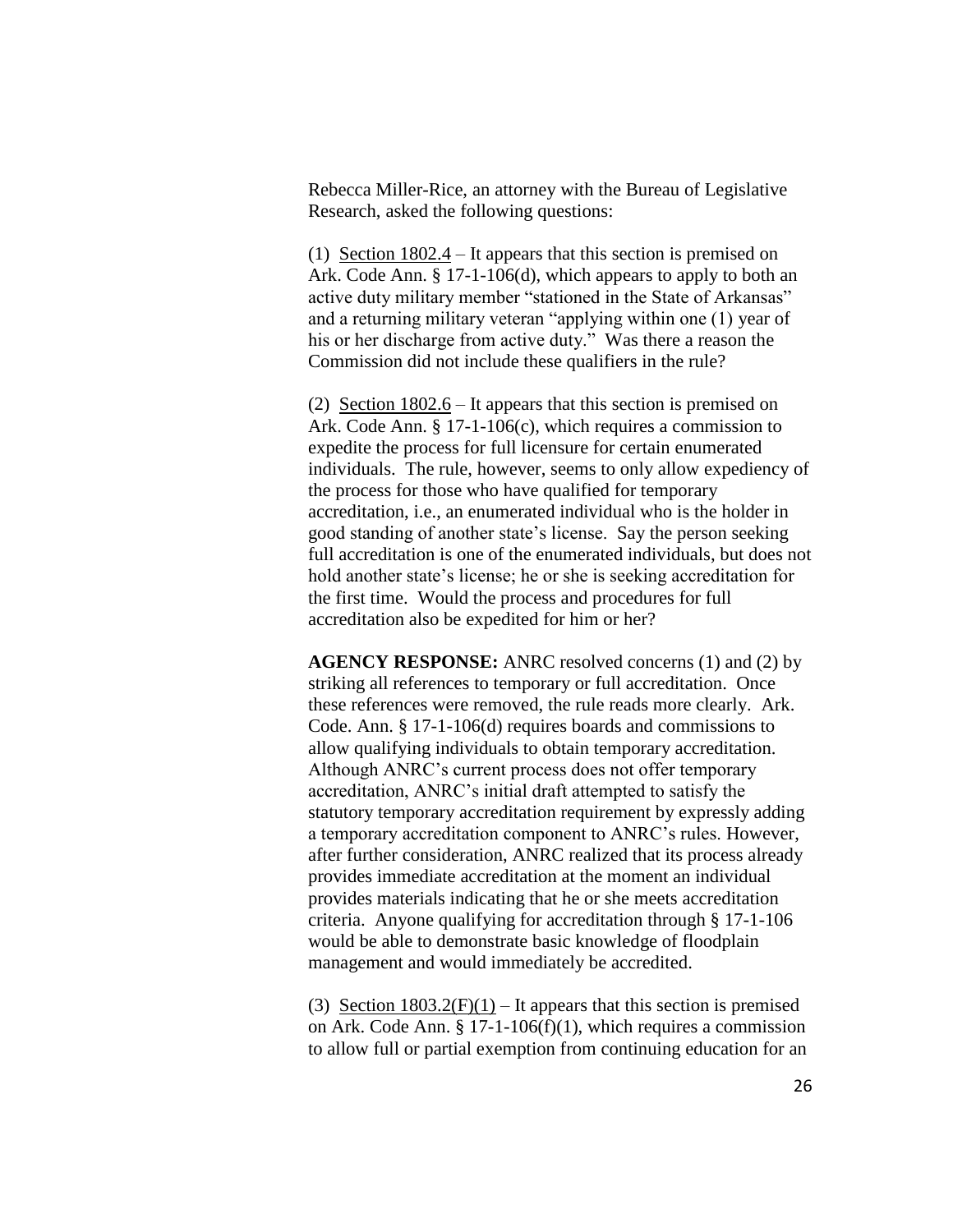Rebecca Miller-Rice, an attorney with the Bureau of Legislative Research, asked the following questions:

(1) Section 1802.4 – It appears that this section is premised on Ark. Code Ann. § 17-1-106(d), which appears to apply to both an active duty military member "stationed in the State of Arkansas" and a returning military veteran "applying within one (1) year of his or her discharge from active duty." Was there a reason the Commission did not include these qualifiers in the rule?

(2) Section 1802.6 – It appears that this section is premised on Ark. Code Ann. § 17-1-106(c), which requires a commission to expedite the process for full licensure for certain enumerated individuals. The rule, however, seems to only allow expediency of the process for those who have qualified for temporary accreditation, i.e., an enumerated individual who is the holder in good standing of another state's license. Say the person seeking full accreditation is one of the enumerated individuals, but does not hold another state's license; he or she is seeking accreditation for the first time. Would the process and procedures for full accreditation also be expedited for him or her?

**AGENCY RESPONSE:** ANRC resolved concerns (1) and (2) by striking all references to temporary or full accreditation. Once these references were removed, the rule reads more clearly. Ark. Code. Ann. § 17-1-106(d) requires boards and commissions to allow qualifying individuals to obtain temporary accreditation. Although ANRC's current process does not offer temporary accreditation, ANRC's initial draft attempted to satisfy the statutory temporary accreditation requirement by expressly adding a temporary accreditation component to ANRC's rules. However, after further consideration, ANRC realized that its process already provides immediate accreditation at the moment an individual provides materials indicating that he or she meets accreditation criteria. Anyone qualifying for accreditation through § 17-1-106 would be able to demonstrate basic knowledge of floodplain management and would immediately be accredited.

(3) Section 1803.2(F)(1) – It appears that this section is premised on Ark. Code Ann. § 17-1-106(f)(1), which requires a commission to allow full or partial exemption from continuing education for an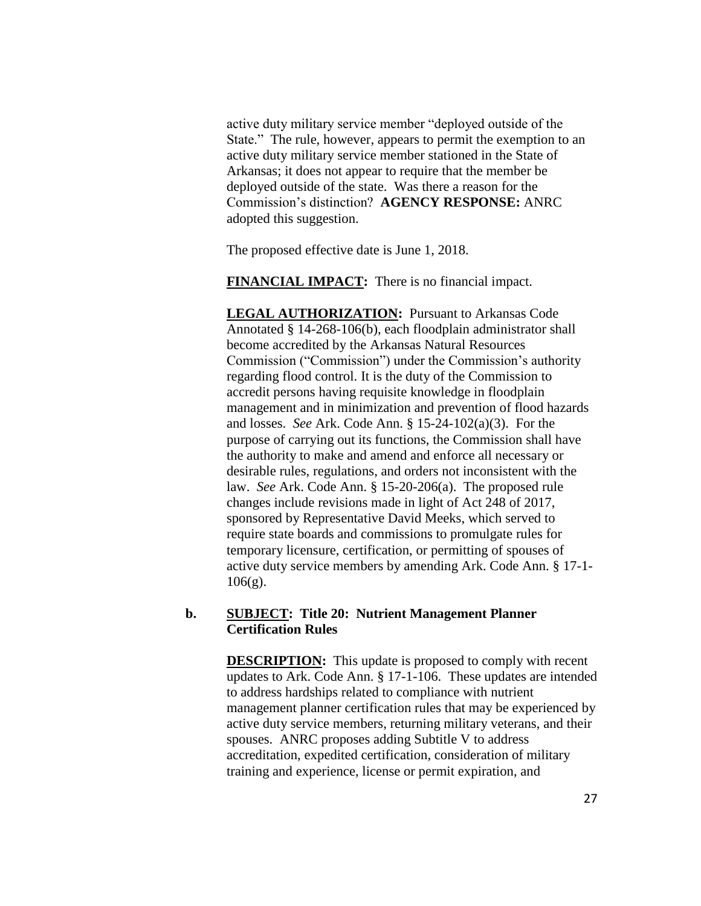active duty military service member "deployed outside of the State." The rule, however, appears to permit the exemption to an active duty military service member stationed in the State of Arkansas; it does not appear to require that the member be deployed outside of the state. Was there a reason for the Commission's distinction? **AGENCY RESPONSE:** ANRC adopted this suggestion.

The proposed effective date is June 1, 2018.

**FINANCIAL IMPACT:** There is no financial impact.

**LEGAL AUTHORIZATION:** Pursuant to Arkansas Code Annotated § 14-268-106(b), each floodplain administrator shall become accredited by the Arkansas Natural Resources Commission ("Commission") under the Commission's authority regarding flood control. It is the duty of the Commission to accredit persons having requisite knowledge in floodplain management and in minimization and prevention of flood hazards and losses. *See* Ark. Code Ann. § 15-24-102(a)(3). For the purpose of carrying out its functions, the Commission shall have the authority to make and amend and enforce all necessary or desirable rules, regulations, and orders not inconsistent with the law. *See* Ark. Code Ann. § 15-20-206(a). The proposed rule changes include revisions made in light of Act 248 of 2017, sponsored by Representative David Meeks, which served to require state boards and commissions to promulgate rules for temporary licensure, certification, or permitting of spouses of active duty service members by amending Ark. Code Ann. § 17-1-106(g).

**b. SUBJECT: Title 20: Nutrient Management Planner Certification Rules**

**DESCRIPTION:** This update is proposed to comply with recent updates to Ark. Code Ann. § 17-1-106. These updates are intended to address hardships related to compliance with nutrient management planner certification rules that may be experienced by active duty service members, returning military veterans, and their spouses. ANRC proposes adding Subtitle V to address accreditation, expedited certification, consideration of military training and experience, license or permit expiration, and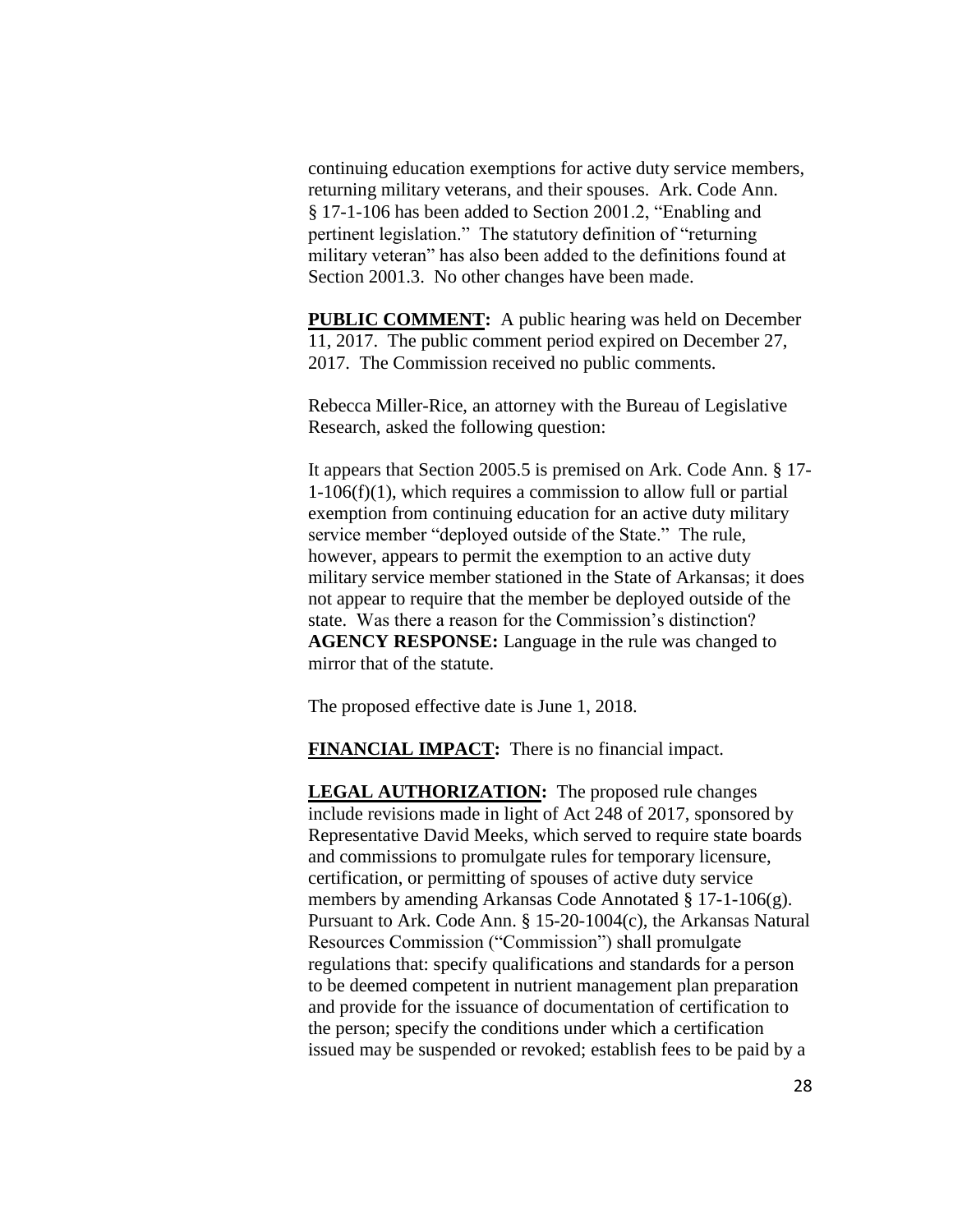continuing education exemptions for active duty service members, returning military veterans, and their spouses. Ark. Code Ann. § 17-1-106 has been added to Section 2001.2, "Enabling and pertinent legislation." The statutory definition of "returning military veteran" has also been added to the definitions found at Section 2001.3. No other changes have been made.

**PUBLIC COMMENT:** A public hearing was held on December 11, 2017. The public comment period expired on December 27, 2017. The Commission received no public comments.

Rebecca Miller-Rice, an attorney with the Bureau of Legislative Research, asked the following question:

It appears that Section 2005.5 is premised on Ark. Code Ann. § 17-1-106(f)(1), which requires a commission to allow full or partial exemption from continuing education for an active duty military service member "deployed outside of the State." The rule, however, appears to permit the exemption to an active duty military service member stationed in the State of Arkansas; it does not appear to require that the member be deployed outside of the state. Was there a reason for the Commission's distinction?
**AGENCY RESPONSE:** Language in the rule was changed to mirror that of the statute.

The proposed effective date is June 1, 2018.

**FINANCIAL IMPACT:** There is no financial impact.

**LEGAL AUTHORIZATION:** The proposed rule changes include revisions made in light of Act 248 of 2017, sponsored by Representative David Meeks, which served to require state boards and commissions to promulgate rules for temporary licensure, certification, or permitting of spouses of active duty service members by amending Arkansas Code Annotated § 17-1-106(g). Pursuant to Ark. Code Ann. § 15-20-1004(c), the Arkansas Natural Resources Commission ("Commission") shall promulgate regulations that: specify qualifications and standards for a person to be deemed competent in nutrient management plan preparation and provide for the issuance of documentation of certification to the person; specify the conditions under which a certification issued may be suspended or revoked; establish fees to be paid by a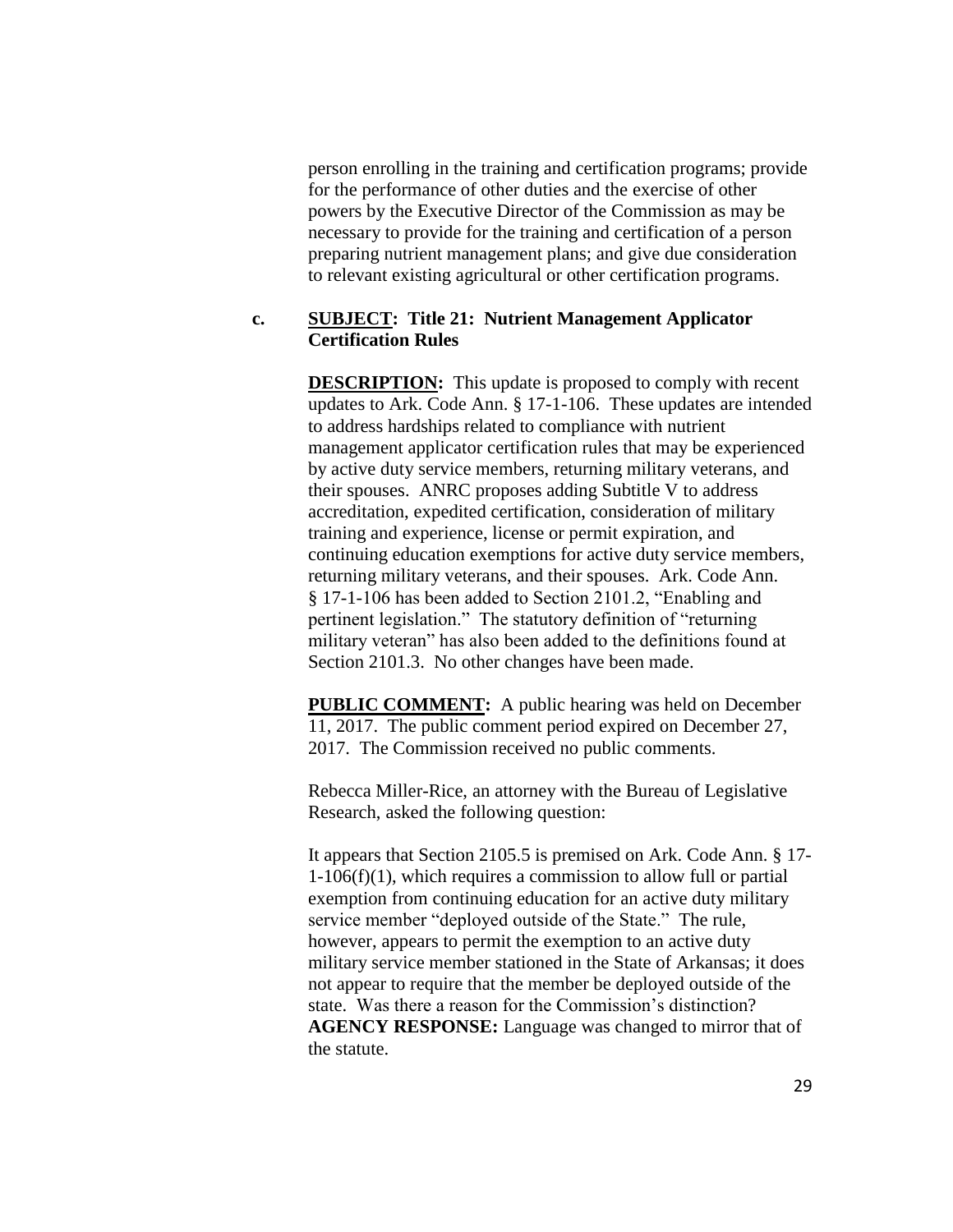person enrolling in the training and certification programs; provide for the performance of other duties and the exercise of other powers by the Executive Director of the Commission as may be necessary to provide for the training and certification of a person preparing nutrient management plans; and give due consideration to relevant existing agricultural or other certification programs.

**c. <u>SUBJECT</u>: Title 21: Nutrient Management Applicator Certification Rules**

**<u>DESCRIPTION</u>:** This update is proposed to comply with recent updates to Ark. Code Ann. § 17-1-106. These updates are intended to address hardships related to compliance with nutrient management applicator certification rules that may be experienced by active duty service members, returning military veterans, and their spouses. ANRC proposes adding Subtitle V to address accreditation, expedited certification, consideration of military training and experience, license or permit expiration, and continuing education exemptions for active duty service members, returning military veterans, and their spouses. Ark. Code Ann. § 17-1-106 has been added to Section 2101.2, "Enabling and pertinent legislation." The statutory definition of "returning military veteran" has also been added to the definitions found at Section 2101.3. No other changes have been made.

**<u>PUBLIC COMMENT</u>:** A public hearing was held on December 11, 2017. The public comment period expired on December 27, 2017. The Commission received no public comments.

Rebecca Miller-Rice, an attorney with the Bureau of Legislative Research, asked the following question:

It appears that Section 2105.5 is premised on Ark. Code Ann. § 17-1-106(f)(1), which requires a commission to allow full or partial exemption from continuing education for an active duty military service member "deployed outside of the State." The rule, however, appears to permit the exemption to an active duty military service member stationed in the State of Arkansas; it does not appear to require that the member be deployed outside of the state. Was there a reason for the Commission's distinction?
**AGENCY RESPONSE:** Language was changed to mirror that of the statute.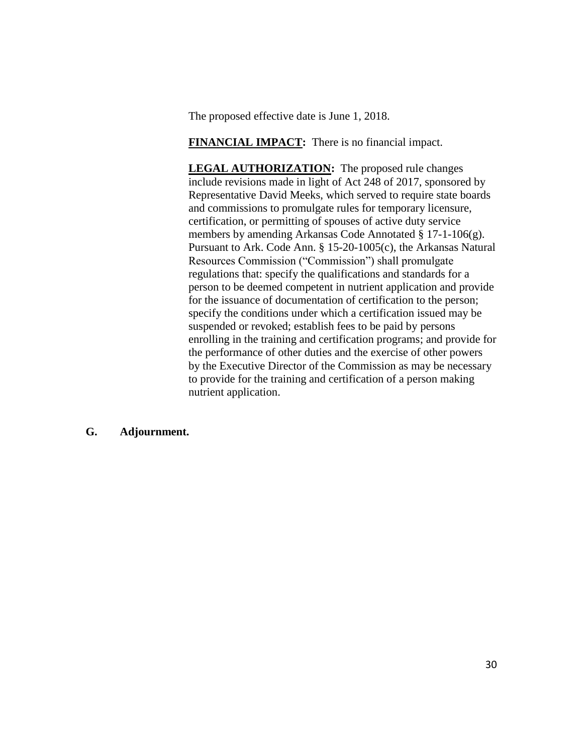The proposed effective date is June 1, 2018.

**FINANCIAL IMPACT:** There is no financial impact.

**LEGAL AUTHORIZATION:** The proposed rule changes include revisions made in light of Act 248 of 2017, sponsored by Representative David Meeks, which served to require state boards and commissions to promulgate rules for temporary licensure, certification, or permitting of spouses of active duty service members by amending Arkansas Code Annotated § 17-1-106(g). Pursuant to Ark. Code Ann. § 15-20-1005(c), the Arkansas Natural Resources Commission ("Commission") shall promulgate regulations that: specify the qualifications and standards for a person to be deemed competent in nutrient application and provide for the issuance of documentation of certification to the person; specify the conditions under which a certification issued may be suspended or revoked; establish fees to be paid by persons enrolling in the training and certification programs; and provide for the performance of other duties and the exercise of other powers by the Executive Director of the Commission as may be necessary to provide for the training and certification of a person making nutrient application.

**G. Adjournment.**